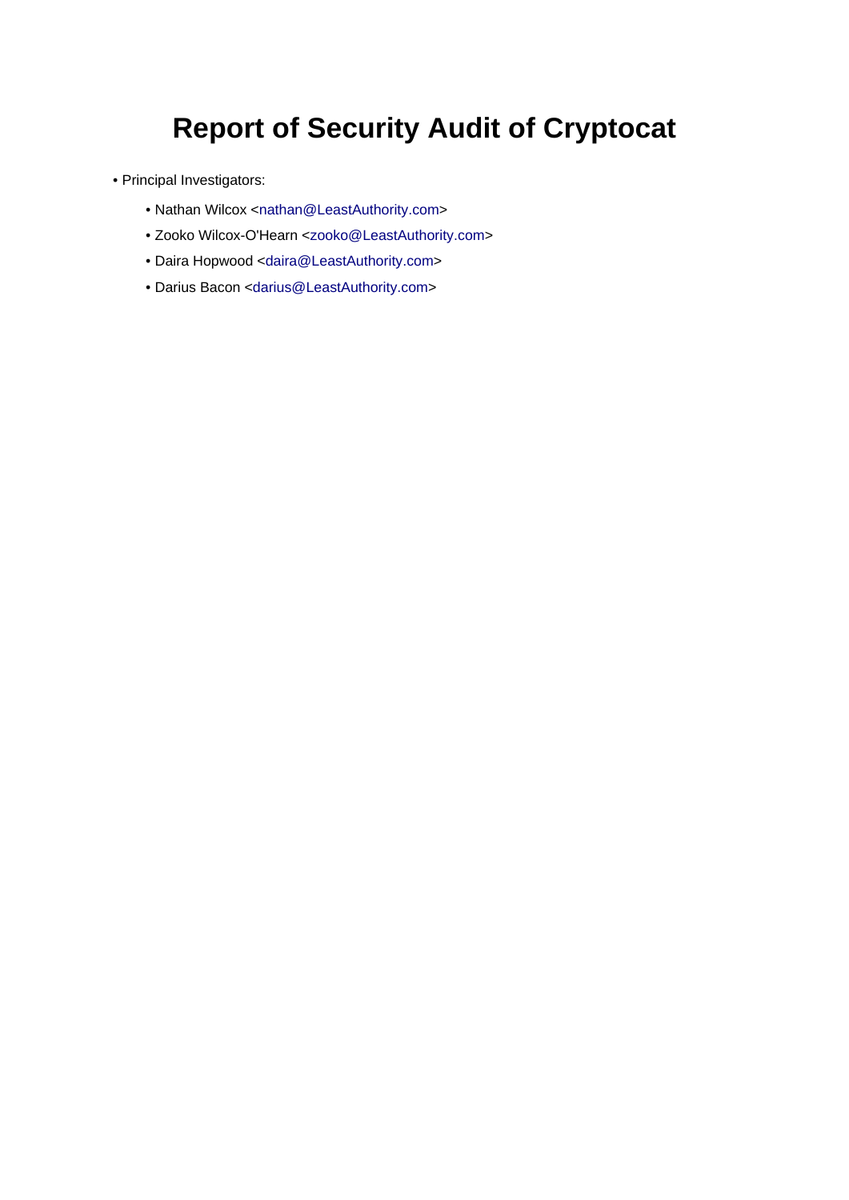# Report of Security Audit of Cryptocat

- Principal Investigators:
  - Nathan Wilcox <nathan@LeastAuthority.com>
  - Zooko Wilcox-O'Hearn <zooko@LeastAuthority.com>
  - Daira Hopwood <daira@LeastAuthority.com>
  - Darius Bacon <darius@LeastAuthority.com>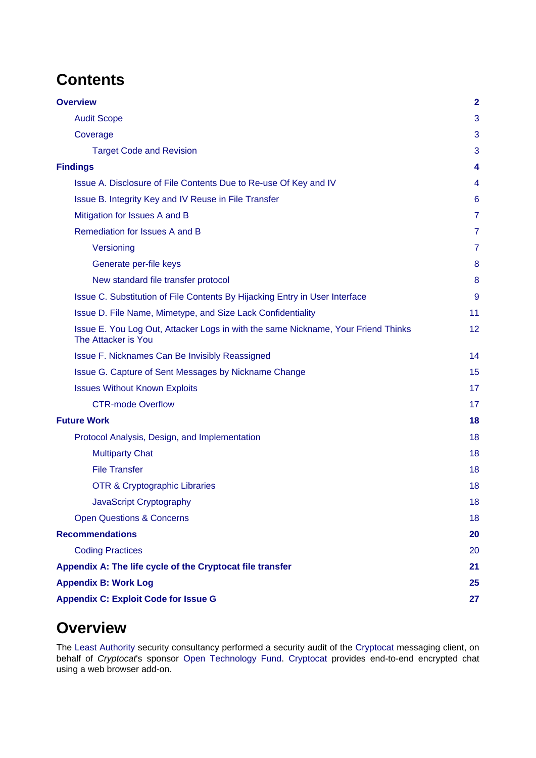# Contents

| | |
|---|---|
| **Overview** | **2** |
| Audit Scope | 3 |
| Coverage | 3 |
| Target Code and Revision | 3 |
| **Findings** | **4** |
| Issue A. Disclosure of File Contents Due to Re-use Of Key and IV | 4 |
| Issue B. Integrity Key and IV Reuse in File Transfer | 6 |
| Mitigation for Issues A and B | 7 |
| Remediation for Issues A and B | 7 |
| Versioning | 7 |
| Generate per-file keys | 8 |
| New standard file transfer protocol | 8 |
| Issue C. Substitution of File Contents By Hijacking Entry in User Interface | 9 |
| Issue D. File Name, Mimetype, and Size Lack Confidentiality | 11 |
| Issue E. You Log Out, Attacker Logs in with the same Nickname, Your Friend Thinks The Attacker is You | 12 |
| Issue F. Nicknames Can Be Invisibly Reassigned | 14 |
| Issue G. Capture of Sent Messages by Nickname Change | 15 |
| Issues Without Known Exploits | 17 |
| CTR-mode Overflow | 17 |
| **Future Work** | **18** |
| Protocol Analysis, Design, and Implementation | 18 |
| Multiparty Chat | 18 |
| File Transfer | 18 |
| OTR & Cryptographic Libraries | 18 |
| JavaScript Cryptography | 18 |
| Open Questions & Concerns | 18 |
| **Recommendations** | **20** |
| Coding Practices | 20 |
| **Appendix A: The life cycle of the Cryptocat file transfer** | **21** |
| **Appendix B: Work Log** | **25** |
| **Appendix C: Exploit Code for Issue G** | **27** |

# Overview

The Least Authority security consultancy performed a security audit of the Cryptocat messaging client, on behalf of *Cryptocat*'s sponsor Open Technology Fund. Cryptocat provides end-to-end encrypted chat using a web browser add-on.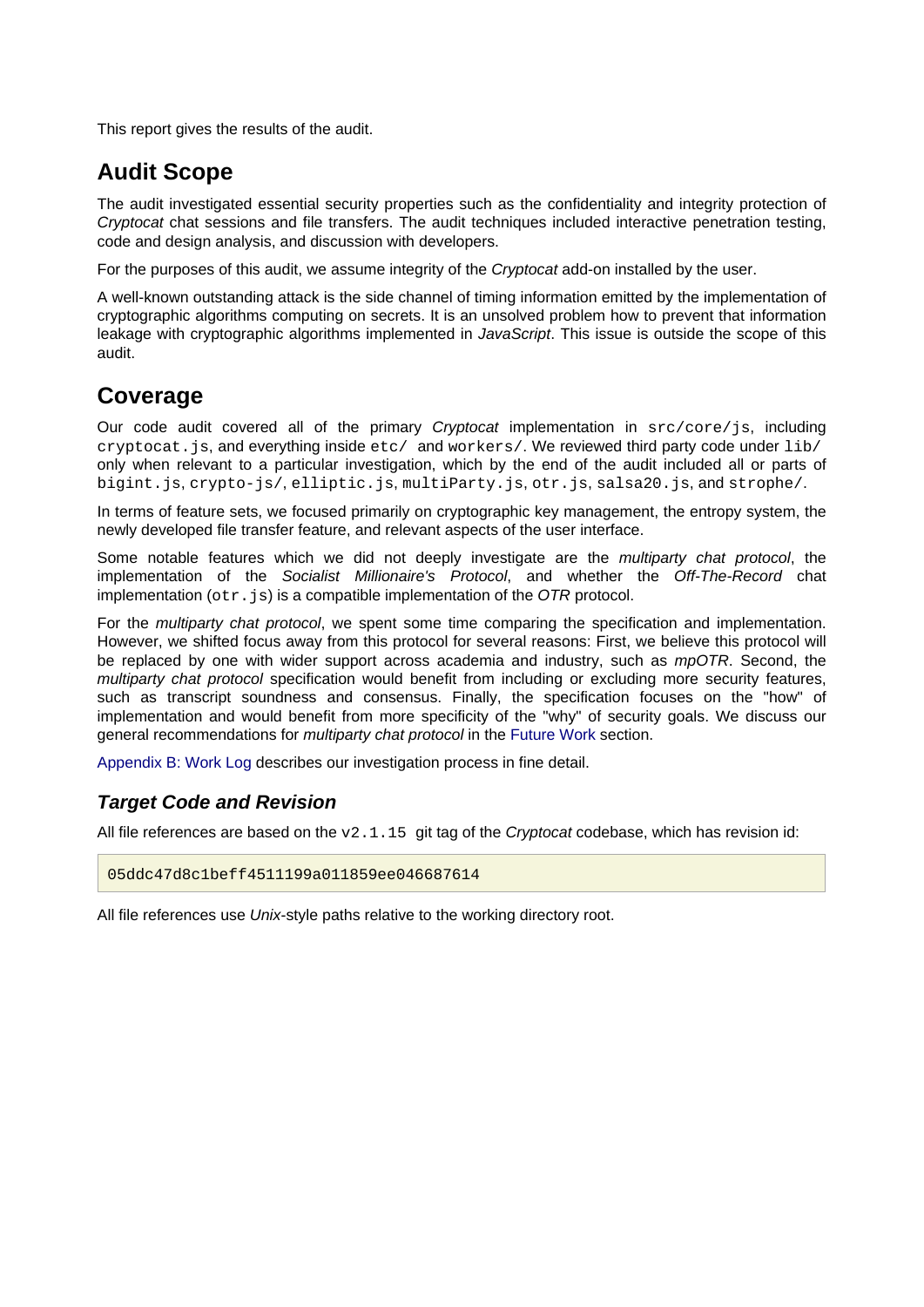This report gives the results of the audit.

## Audit Scope

The audit investigated essential security properties such as the confidentiality and integrity protection of *Cryptocat* chat sessions and file transfers. The audit techniques included interactive penetration testing, code and design analysis, and discussion with developers.

For the purposes of this audit, we assume integrity of the *Cryptocat* add-on installed by the user.

A well-known outstanding attack is the side channel of timing information emitted by the implementation of cryptographic algorithms computing on secrets. It is an unsolved problem how to prevent that information leakage with cryptographic algorithms implemented in *JavaScript*. This issue is outside the scope of this audit.

## Coverage

Our code audit covered all of the primary *Cryptocat* implementation in `src/core/js`, including `cryptocat.js`, and everything inside `etc/` and `workers/`. We reviewed third party code under `lib/` only when relevant to a particular investigation, which by the end of the audit included all or parts of `bigint.js`, `crypto-js/`, `elliptic.js`, `multiParty.js`, `otr.js`, `salsa20.js`, and `strophe/`.

In terms of feature sets, we focused primarily on cryptographic key management, the entropy system, the newly developed file transfer feature, and relevant aspects of the user interface.

Some notable features which we did not deeply investigate are the *multiparty chat protocol*, the implementation of the *Socialist Millionaire's Protocol*, and whether the *Off-The-Record* chat implementation (`otr.js`) is a compatible implementation of the *OTR* protocol.

For the *multiparty chat protocol*, we spent some time comparing the specification and implementation. However, we shifted focus away from this protocol for several reasons: First, we believe this protocol will be replaced by one with wider support across academia and industry, such as *mpOTR*. Second, the *multiparty chat protocol* specification would benefit from including or excluding more security features, such as transcript soundness and consensus. Finally, the specification focuses on the "how" of implementation and would benefit from more specificity of the "why" of security goals. We discuss our general recommendations for *multiparty chat protocol* in the Future Work section.

Appendix B: Work Log describes our investigation process in fine detail.

### *Target Code and Revision*

All file references are based on the `v2.1.15` git tag of the *Cryptocat* codebase, which has revision id:

```
05ddc47d8c1beff4511199a011859ee046687614
```

All file references use *Unix*-style paths relative to the working directory root.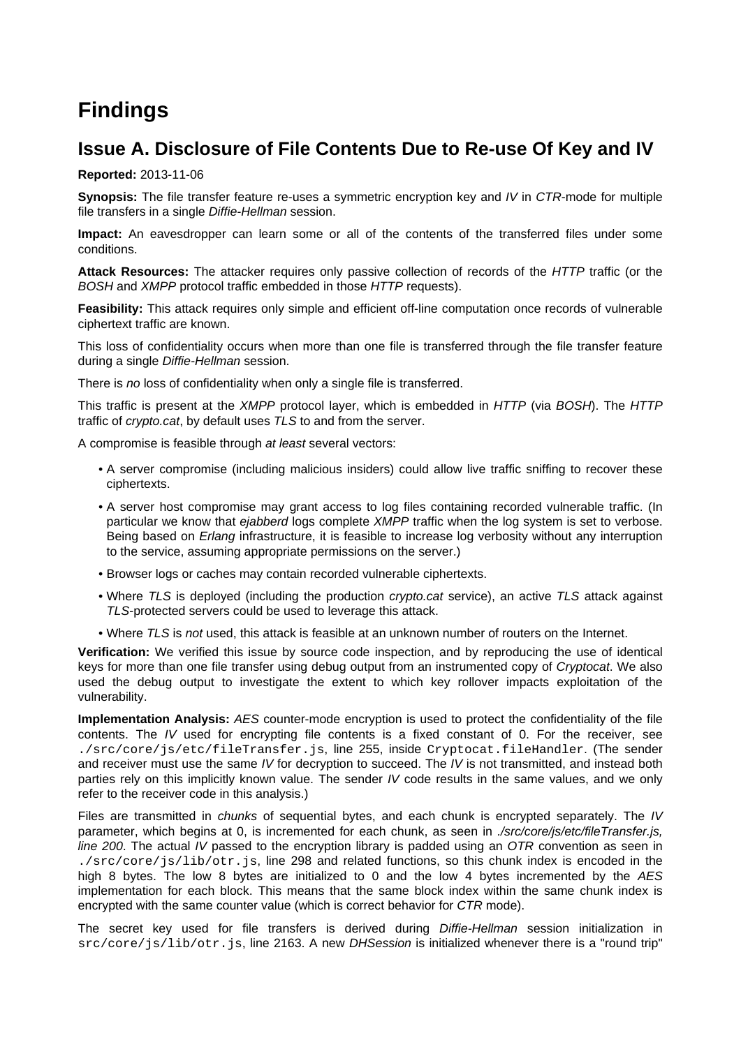# Findings

## Issue A. Disclosure of File Contents Due to Re-use Of Key and IV

**Reported:** 2013-11-06

**Synopsis:** The file transfer feature re-uses a symmetric encryption key and *IV* in *CTR*-mode for multiple file transfers in a single *Diffie-Hellman* session.

**Impact:** An eavesdropper can learn some or all of the contents of the transferred files under some conditions.

**Attack Resources:** The attacker requires only passive collection of records of the *HTTP* traffic (or the *BOSH* and *XMPP* protocol traffic embedded in those *HTTP* requests).

**Feasibility:** This attack requires only simple and efficient off-line computation once records of vulnerable ciphertext traffic are known.

This loss of confidentiality occurs when more than one file is transferred through the file transfer feature during a single *Diffie-Hellman* session.

There is *no* loss of confidentiality when only a single file is transferred.

This traffic is present at the *XMPP* protocol layer, which is embedded in *HTTP* (via *BOSH*). The *HTTP* traffic of *crypto.cat*, by default uses *TLS* to and from the server.

A compromise is feasible through *at least* several vectors:

- A server compromise (including malicious insiders) could allow live traffic sniffing to recover these ciphertexts.
- A server host compromise may grant access to log files containing recorded vulnerable traffic. (In particular we know that *ejabberd* logs complete *XMPP* traffic when the log system is set to verbose. Being based on *Erlang* infrastructure, it is feasible to increase log verbosity without any interruption to the service, assuming appropriate permissions on the server.)
- Browser logs or caches may contain recorded vulnerable ciphertexts.
- Where *TLS* is deployed (including the production *crypto.cat* service), an active *TLS* attack against *TLS*-protected servers could be used to leverage this attack.
- Where *TLS* is *not* used, this attack is feasible at an unknown number of routers on the Internet.

**Verification:** We verified this issue by source code inspection, and by reproducing the use of identical keys for more than one file transfer using debug output from an instrumented copy of *Cryptocat*. We also used the debug output to investigate the extent to which key rollover impacts exploitation of the vulnerability.

**Implementation Analysis:** *AES* counter-mode encryption is used to protect the confidentiality of the file contents. The *IV* used for encrypting file contents is a fixed constant of 0. For the receiver, see `./src/core/js/etc/fileTransfer.js`, line 255, inside `Cryptocat.fileHandler`. (The sender and receiver must use the same *IV* for decryption to succeed. The *IV* is not transmitted, and instead both parties rely on this implicitly known value. The sender *IV* code results in the same values, and we only refer to the receiver code in this analysis.)

Files are transmitted in *chunks* of sequential bytes, and each chunk is encrypted separately. The *IV* parameter, which begins at 0, is incremented for each chunk, as seen in *./src/core/js/etc/fileTransfer.js, line 200*. The actual *IV* passed to the encryption library is padded using an *OTR* convention as seen in `./src/core/js/lib/otr.js`, line 298 and related functions, so this chunk index is encoded in the high 8 bytes. The low 8 bytes are initialized to 0 and the low 4 bytes incremented by the *AES* implementation for each block. This means that the same block index within the same chunk index is encrypted with the same counter value (which is correct behavior for *CTR* mode).

The secret key used for file transfers is derived during *Diffie-Hellman* session initialization in `src/core/js/lib/otr.js`, line 2163. A new *DHSession* is initialized whenever there is a "round trip"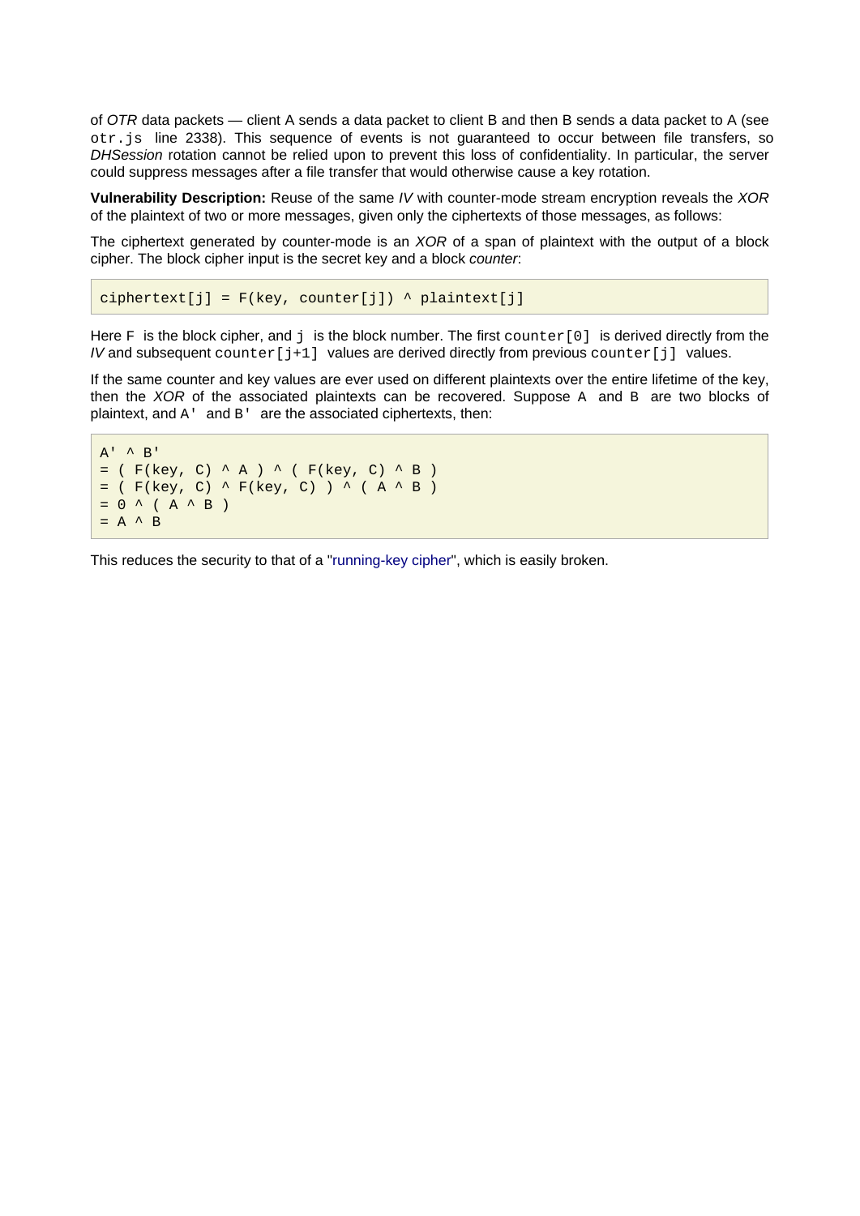of *OTR* data packets — client A sends a data packet to client B and then B sends a data packet to A (see `otr.js` line 2338). This sequence of events is not guaranteed to occur between file transfers, so *DHSession* rotation cannot be relied upon to prevent this loss of confidentiality. In particular, the server could suppress messages after a file transfer that would otherwise cause a key rotation.

**Vulnerability Description:** Reuse of the same *IV* with counter-mode stream encryption reveals the *XOR* of the plaintext of two or more messages, given only the ciphertexts of those messages, as follows:

The ciphertext generated by counter-mode is an *XOR* of a span of plaintext with the output of a block cipher. The block cipher input is the secret key and a block *counter*:

```
ciphertext[j] = F(key, counter[j]) ^ plaintext[j]
```

Here `F` is the block cipher, and `j` is the block number. The first `counter[0]` is derived directly from the *IV* and subsequent `counter[j+1]` values are derived directly from previous `counter[j]` values.

If the same counter and key values are ever used on different plaintexts over the entire lifetime of the key, then the *XOR* of the associated plaintexts can be recovered. Suppose `A` and `B` are two blocks of plaintext, and `A'` and `B'` are the associated ciphertexts, then:

```
A' ^ B'
= ( F(key, C) ^ A ) ^ ( F(key, C) ^ B )
= ( F(key, C) ^ F(key, C) ) ^ ( A ^ B )
= 0 ^ ( A ^ B )
= A ^ B
```

This reduces the security to that of a "running-key cipher", which is easily broken.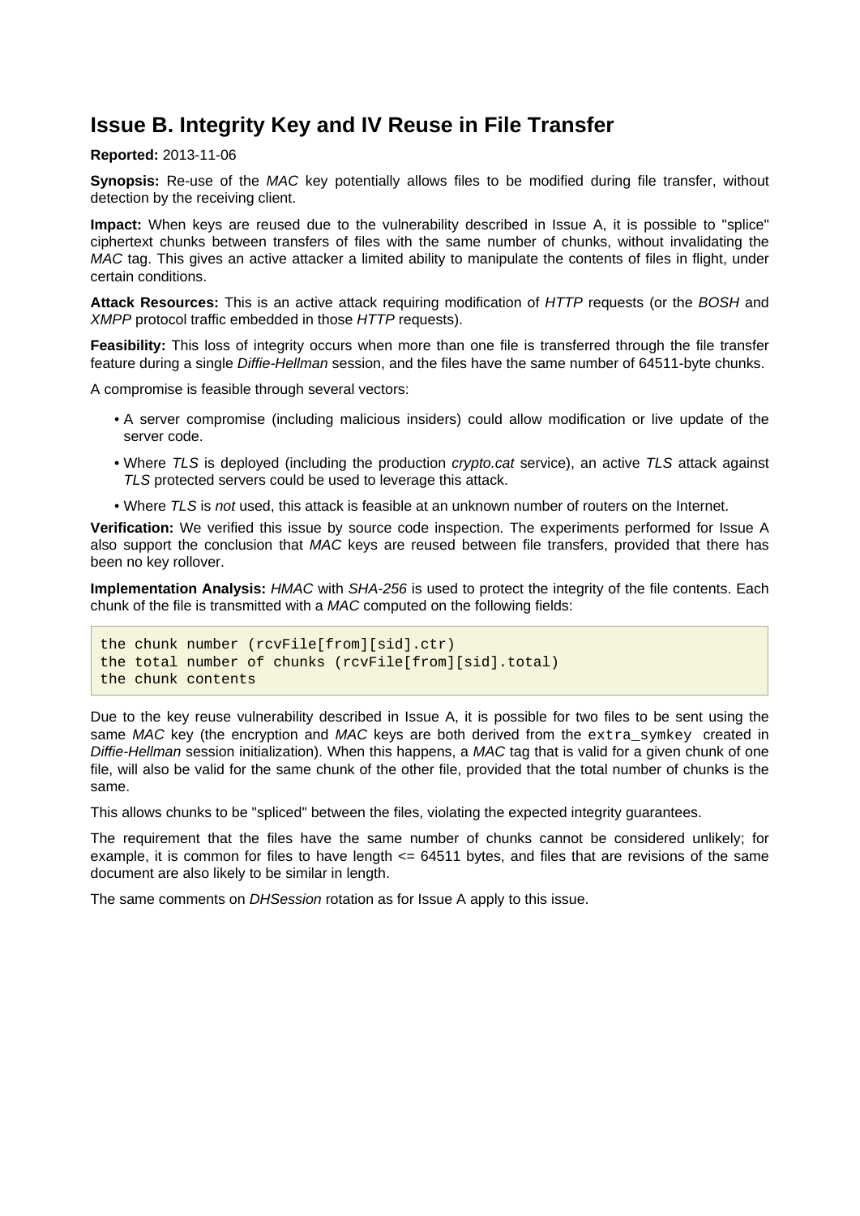## Issue B. Integrity Key and IV Reuse in File Transfer

**Reported:** 2013-11-06

**Synopsis:** Re-use of the *MAC* key potentially allows files to be modified during file transfer, without detection by the receiving client.

**Impact:** When keys are reused due to the vulnerability described in Issue A, it is possible to "splice" ciphertext chunks between transfers of files with the same number of chunks, without invalidating the *MAC* tag. This gives an active attacker a limited ability to manipulate the contents of files in flight, under certain conditions.

**Attack Resources:** This is an active attack requiring modification of *HTTP* requests (or the *BOSH* and *XMPP* protocol traffic embedded in those *HTTP* requests).

**Feasibility:** This loss of integrity occurs when more than one file is transferred through the file transfer feature during a single *Diffie-Hellman* session, and the files have the same number of 64511-byte chunks.

A compromise is feasible through several vectors:

- A server compromise (including malicious insiders) could allow modification or live update of the server code.
- Where *TLS* is deployed (including the production *crypto.cat* service), an active *TLS* attack against *TLS* protected servers could be used to leverage this attack.
- Where *TLS* is *not* used, this attack is feasible at an unknown number of routers on the Internet.

**Verification:** We verified this issue by source code inspection. The experiments performed for Issue A also support the conclusion that *MAC* keys are reused between file transfers, provided that there has been no key rollover.

**Implementation Analysis:** *HMAC* with *SHA-256* is used to protect the integrity of the file contents. Each chunk of the file is transmitted with a *MAC* computed on the following fields:

```
the chunk number (rcvFile[from][sid].ctr)
the total number of chunks (rcvFile[from][sid].total)
the chunk contents
```

Due to the key reuse vulnerability described in Issue A, it is possible for two files to be sent using the same *MAC* key (the encryption and *MAC* keys are both derived from the `extra_symkey` created in *Diffie-Hellman* session initialization). When this happens, a *MAC* tag that is valid for a given chunk of one file, will also be valid for the same chunk of the other file, provided that the total number of chunks is the same.

This allows chunks to be "spliced" between the files, violating the expected integrity guarantees.

The requirement that the files have the same number of chunks cannot be considered unlikely; for example, it is common for files to have length <= 64511 bytes, and files that are revisions of the same document are also likely to be similar in length.

The same comments on *DHSession* rotation as for Issue A apply to this issue.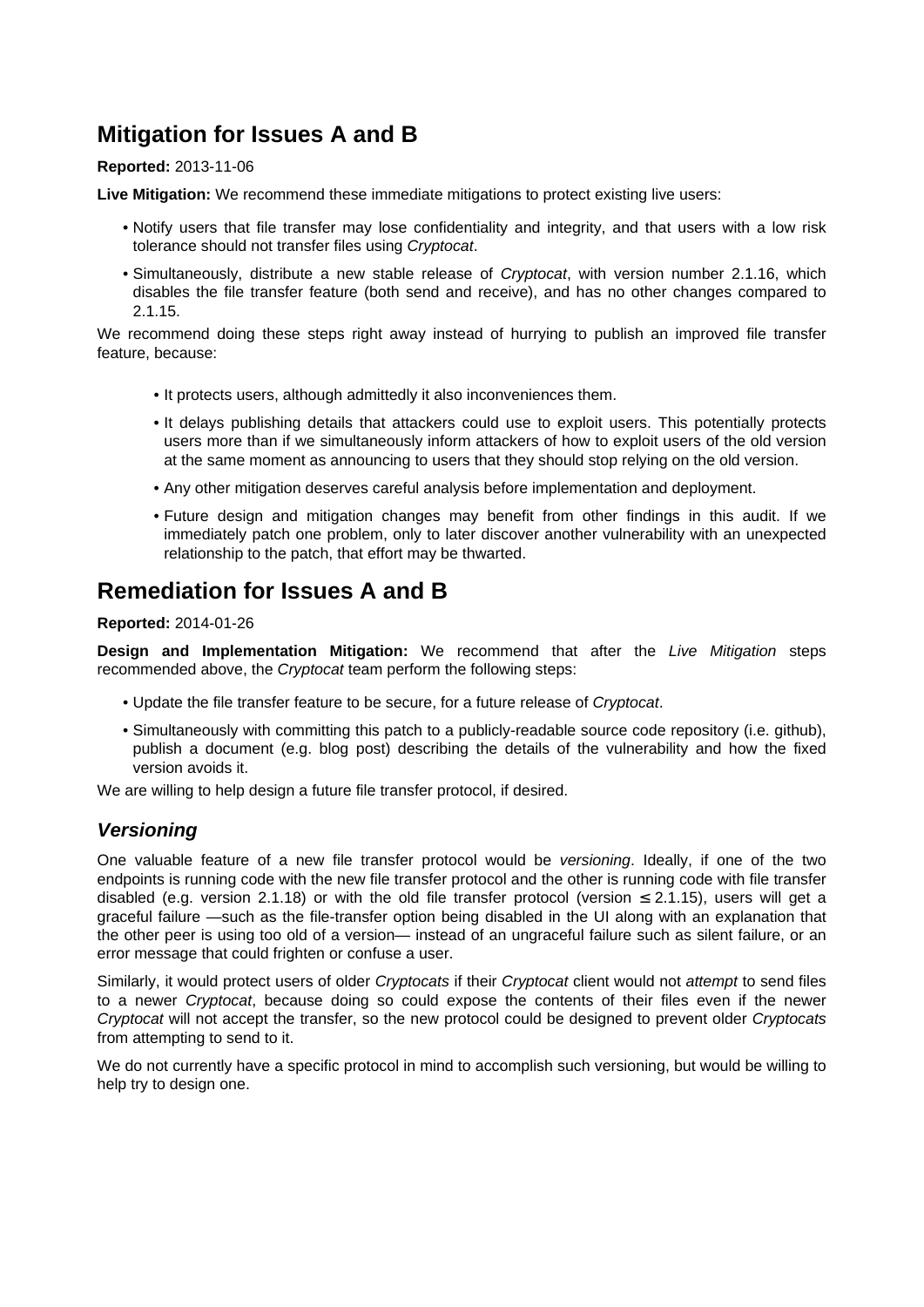## Mitigation for Issues A and B

**Reported:** 2013-11-06

**Live Mitigation:** We recommend these immediate mitigations to protect existing live users:

- Notify users that file transfer may lose confidentiality and integrity, and that users with a low risk tolerance should not transfer files using *Cryptocat*.
- Simultaneously, distribute a new stable release of *Cryptocat*, with version number 2.1.16, which disables the file transfer feature (both send and receive), and has no other changes compared to 2.1.15.

We recommend doing these steps right away instead of hurrying to publish an improved file transfer feature, because:

- It protects users, although admittedly it also inconveniences them.
- It delays publishing details that attackers could use to exploit users. This potentially protects users more than if we simultaneously inform attackers of how to exploit users of the old version at the same moment as announcing to users that they should stop relying on the old version.
- Any other mitigation deserves careful analysis before implementation and deployment.
- Future design and mitigation changes may benefit from other findings in this audit. If we immediately patch one problem, only to later discover another vulnerability with an unexpected relationship to the patch, that effort may be thwarted.

## Remediation for Issues A and B

**Reported:** 2014-01-26

**Design and Implementation Mitigation:** We recommend that after the *Live Mitigation* steps recommended above, the *Cryptocat* team perform the following steps:

- Update the file transfer feature to be secure, for a future release of *Cryptocat*.
- Simultaneously with committing this patch to a publicly-readable source code repository (i.e. github), publish a document (e.g. blog post) describing the details of the vulnerability and how the fixed version avoids it.

We are willing to help design a future file transfer protocol, if desired.

### *Versioning*

One valuable feature of a new file transfer protocol would be *versioning*. Ideally, if one of the two endpoints is running code with the new file transfer protocol and the other is running code with file transfer disabled (e.g. version 2.1.18) or with the old file transfer protocol (version ≤ 2.1.15), users will get a graceful failure —such as the file-transfer option being disabled in the UI along with an explanation that the other peer is using too old of a version— instead of an ungraceful failure such as silent failure, or an error message that could frighten or confuse a user.

Similarly, it would protect users of older *Cryptocats* if their *Cryptocat* client would not *attempt* to send files to a newer *Cryptocat*, because doing so could expose the contents of their files even if the newer *Cryptocat* will not accept the transfer, so the new protocol could be designed to prevent older *Cryptocats* from attempting to send to it.

We do not currently have a specific protocol in mind to accomplish such versioning, but would be willing to help try to design one.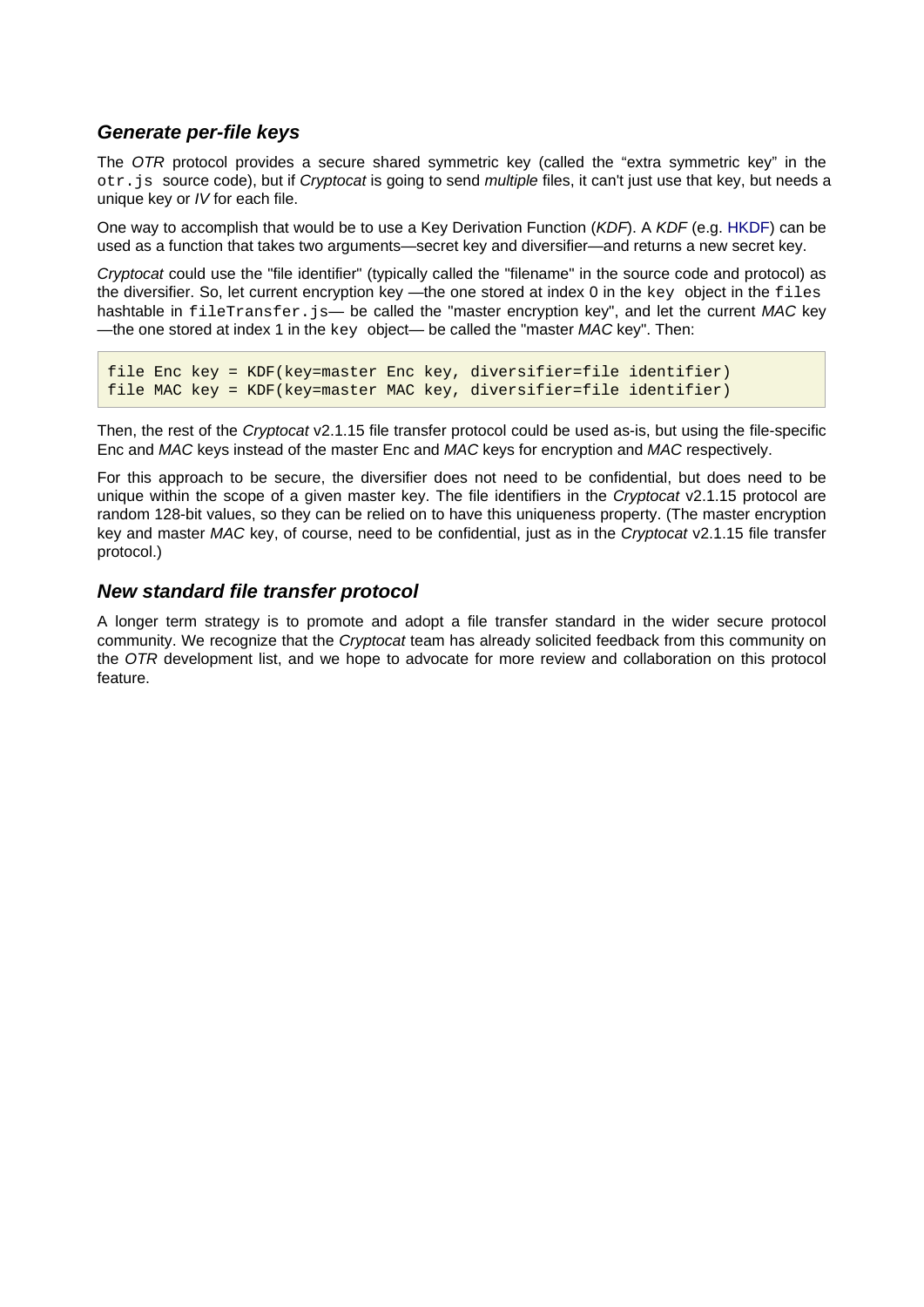### *Generate per-file keys*

The *OTR* protocol provides a secure shared symmetric key (called the "extra symmetric key" in the `otr.js` source code), but if *Cryptocat* is going to send *multiple* files, it can't just use that key, but needs a unique key or *IV* for each file.

One way to accomplish that would be to use a Key Derivation Function (*KDF*). A *KDF* (e.g. HKDF) can be used as a function that takes two arguments—secret key and diversifier—and returns a new secret key.

*Cryptocat* could use the "file identifier" (typically called the "filename" in the source code and protocol) as the diversifier. So, let current encryption key —the one stored at index 0 in the `key` object in the `files` hashtable in `fileTransfer.js`— be called the "master encryption key", and let the current *MAC* key —the one stored at index 1 in the `key` object— be called the "master *MAC* key". Then:

```
file Enc key = KDF(key=master Enc key, diversifier=file identifier)
file MAC key = KDF(key=master MAC key, diversifier=file identifier)
```

Then, the rest of the *Cryptocat* v2.1.15 file transfer protocol could be used as-is, but using the file-specific Enc and *MAC* keys instead of the master Enc and *MAC* keys for encryption and *MAC* respectively.

For this approach to be secure, the diversifier does not need to be confidential, but does need to be unique within the scope of a given master key. The file identifiers in the *Cryptocat* v2.1.15 protocol are random 128-bit values, so they can be relied on to have this uniqueness property. (The master encryption key and master *MAC* key, of course, need to be confidential, just as in the *Cryptocat* v2.1.15 file transfer protocol.)

### *New standard file transfer protocol*

A longer term strategy is to promote and adopt a file transfer standard in the wider secure protocol community. We recognize that the *Cryptocat* team has already solicited feedback from this community on the *OTR* development list, and we hope to advocate for more review and collaboration on this protocol feature.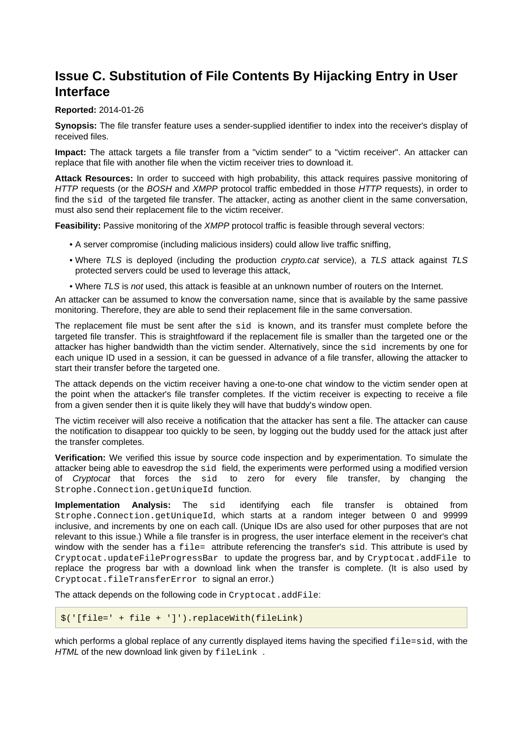## Issue C. Substitution of File Contents By Hijacking Entry in User Interface

**Reported:** 2014-01-26

**Synopsis:** The file transfer feature uses a sender-supplied identifier to index into the receiver's display of received files.

**Impact:** The attack targets a file transfer from a "victim sender" to a "victim receiver". An attacker can replace that file with another file when the victim receiver tries to download it.

**Attack Resources:** In order to succeed with high probability, this attack requires passive monitoring of *HTTP* requests (or the *BOSH* and *XMPP* protocol traffic embedded in those *HTTP* requests), in order to find the `sid` of the targeted file transfer. The attacker, acting as another client in the same conversation, must also send their replacement file to the victim receiver.

**Feasibility:** Passive monitoring of the *XMPP* protocol traffic is feasible through several vectors:

- A server compromise (including malicious insiders) could allow live traffic sniffing,
- Where *TLS* is deployed (including the production *crypto.cat* service), a *TLS* attack against *TLS* protected servers could be used to leverage this attack,
- Where *TLS* is *not* used, this attack is feasible at an unknown number of routers on the Internet.

An attacker can be assumed to know the conversation name, since that is available by the same passive monitoring. Therefore, they are able to send their replacement file in the same conversation.

The replacement file must be sent after the `sid` is known, and its transfer must complete before the targeted file transfer. This is straightfoward if the replacement file is smaller than the targeted one or the attacker has higher bandwidth than the victim sender. Alternatively, since the `sid` increments by one for each unique ID used in a session, it can be guessed in advance of a file transfer, allowing the attacker to start their transfer before the targeted one.

The attack depends on the victim receiver having a one-to-one chat window to the victim sender open at the point when the attacker's file transfer completes. If the victim receiver is expecting to receive a file from a given sender then it is quite likely they will have that buddy's window open.

The victim receiver will also receive a notification that the attacker has sent a file. The attacker can cause the notification to disappear too quickly to be seen, by logging out the buddy used for the attack just after the transfer completes.

**Verification:** We verified this issue by source code inspection and by experimentation. To simulate the attacker being able to eavesdrop the `sid` field, the experiments were performed using a modified version of *Cryptocat* that forces the `sid` to zero for every file transfer, by changing the `Strophe.Connection.getUniqueId` function.

**Implementation Analysis:** The `sid` identifying each file transfer is obtained from `Strophe.Connection.getUniqueId`, which starts at a random integer between 0 and 99999 inclusive, and increments by one on each call. (Unique IDs are also used for other purposes that are not relevant to this issue.) While a file transfer is in progress, the user interface element in the receiver's chat window with the sender has a `file=` attribute referencing the transfer's `sid`. This attribute is used by `Cryptocat.updateFileProgressBar` to update the progress bar, and by `Cryptocat.addFile` to replace the progress bar with a download link when the transfer is complete. (It is also used by `Cryptocat.fileTransferError` to signal an error.)

The attack depends on the following code in `Cryptocat.addFile`:

```
$('[file=' + file + ']').replaceWith(fileLink)
```

which performs a global replace of any currently displayed items having the specified `file=sid`, with the *HTML* of the new download link given by `fileLink`.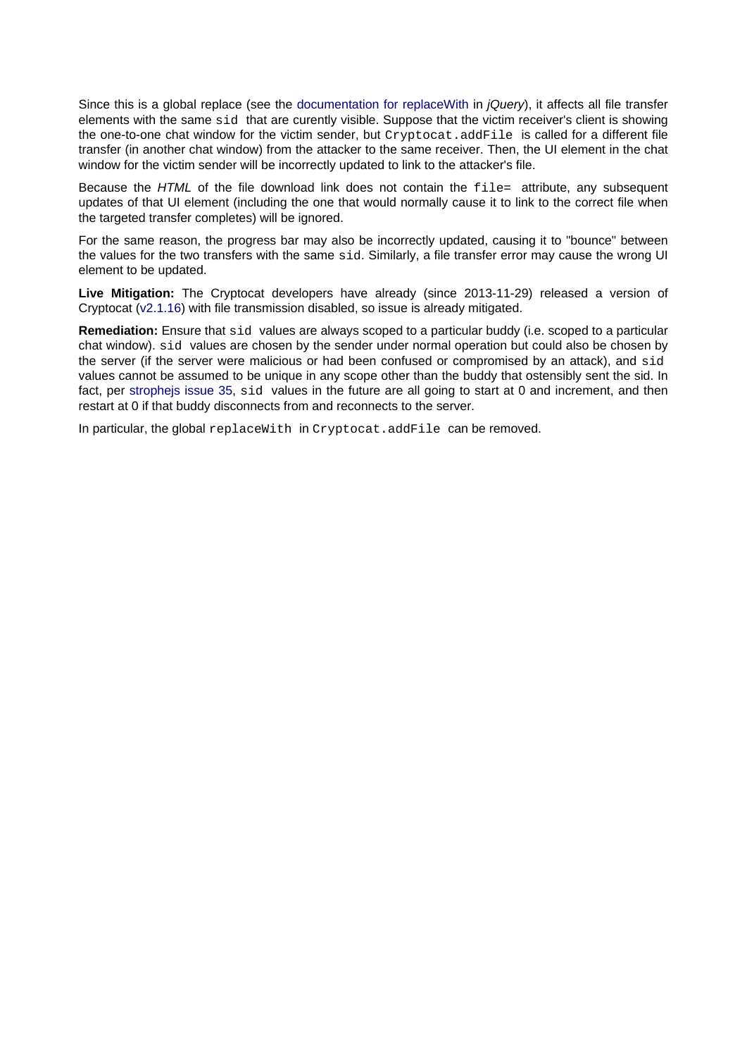Since this is a global replace (see the documentation for replaceWith in *jQuery*), it affects all file transfer elements with the same `sid` that are curently visible. Suppose that the victim receiver's client is showing the one-to-one chat window for the victim sender, but `Cryptocat.addFile` is called for a different file transfer (in another chat window) from the attacker to the same receiver. Then, the UI element in the chat window for the victim sender will be incorrectly updated to link to the attacker's file.

Because the *HTML* of the file download link does not contain the `file=` attribute, any subsequent updates of that UI element (including the one that would normally cause it to link to the correct file when the targeted transfer completes) will be ignored.

For the same reason, the progress bar may also be incorrectly updated, causing it to "bounce" between the values for the two transfers with the same `sid`. Similarly, a file transfer error may cause the wrong UI element to be updated.

**Live Mitigation:** The Cryptocat developers have already (since 2013-11-29) released a version of Cryptocat (v2.1.16) with file transmission disabled, so issue is already mitigated.

**Remediation:** Ensure that `sid` values are always scoped to a particular buddy (i.e. scoped to a particular chat window). `sid` values are chosen by the sender under normal operation but could also be chosen by the server (if the server were malicious or had been confused or compromised by an attack), and `sid` values cannot be assumed to be unique in any scope other than the buddy that ostensibly sent the sid. In fact, per strophejs issue 35, `sid` values in the future are all going to start at 0 and increment, and then restart at 0 if that buddy disconnects from and reconnects to the server.

In particular, the global `replaceWith` in `Cryptocat.addFile` can be removed.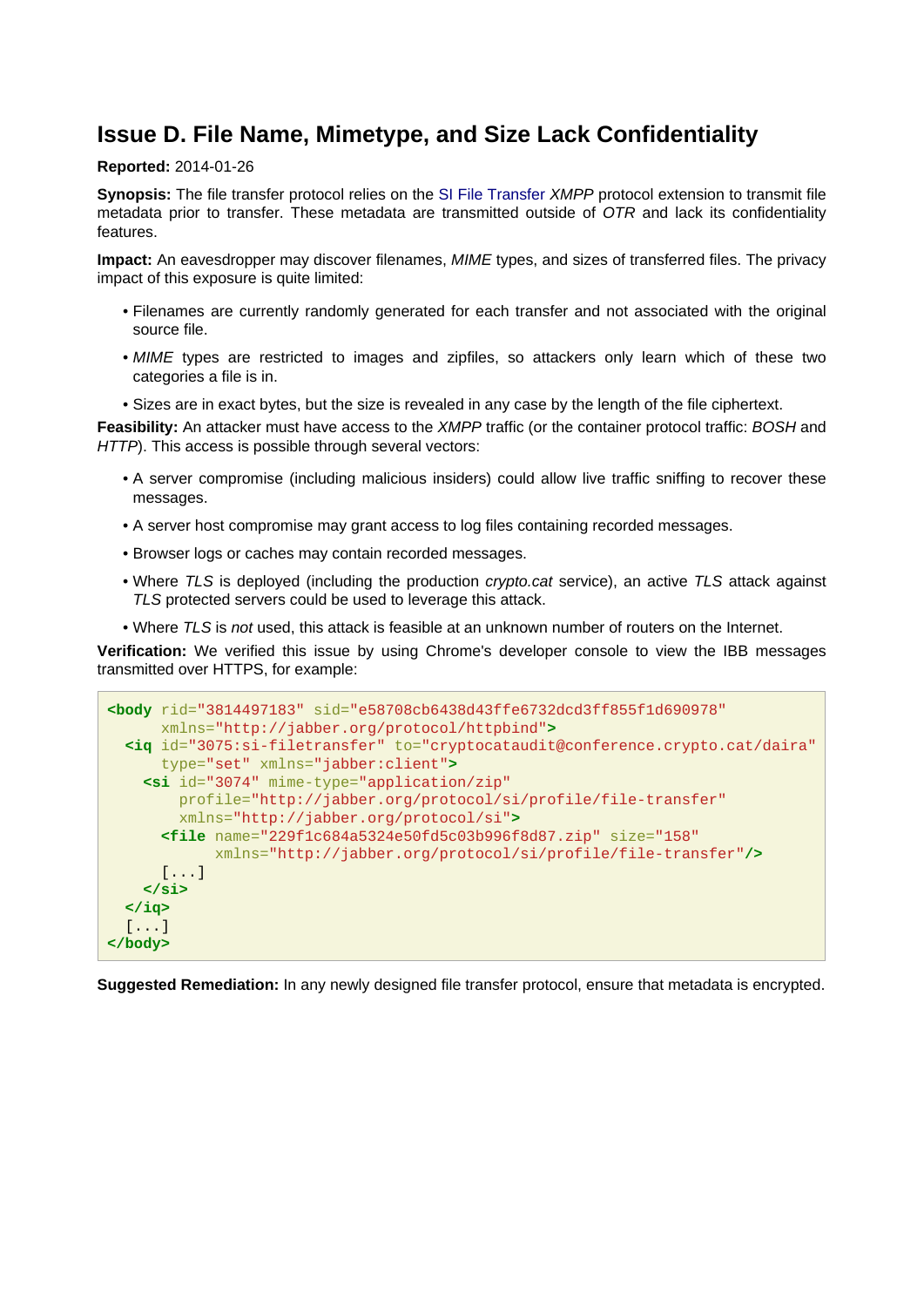## Issue D. File Name, Mimetype, and Size Lack Confidentiality

**Reported:** 2014-01-26

**Synopsis:** The file transfer protocol relies on the SI File Transfer *XMPP* protocol extension to transmit file metadata prior to transfer. These metadata are transmitted outside of *OTR* and lack its confidentiality features.

**Impact:** An eavesdropper may discover filenames, *MIME* types, and sizes of transferred files. The privacy impact of this exposure is quite limited:

- Filenames are currently randomly generated for each transfer and not associated with the original source file.
- *MIME* types are restricted to images and zipfiles, so attackers only learn which of these two categories a file is in.
- Sizes are in exact bytes, but the size is revealed in any case by the length of the file ciphertext.

**Feasibility:** An attacker must have access to the *XMPP* traffic (or the container protocol traffic: *BOSH* and *HTTP*). This access is possible through several vectors:

- A server compromise (including malicious insiders) could allow live traffic sniffing to recover these messages.
- A server host compromise may grant access to log files containing recorded messages.
- Browser logs or caches may contain recorded messages.
- Where *TLS* is deployed (including the production *crypto.cat* service), an active *TLS* attack against *TLS* protected servers could be used to leverage this attack.
- Where *TLS* is *not* used, this attack is feasible at an unknown number of routers on the Internet.

**Verification:** We verified this issue by using Chrome's developer console to view the IBB messages transmitted over HTTPS, for example:

```
<body rid="3814497183" sid="e58708cb6438d43ffe6732dcd3ff855f1d690978"
      xmlns="http://jabber.org/protocol/httpbind">
  <iq id="3075:si-filetransfer" to="cryptocataudit@conference.crypto.cat/daira"
      type="set" xmlns="jabber:client">
    <si id="3074" mime-type="application/zip"
        profile="http://jabber.org/protocol/si/profile/file-transfer"
        xmlns="http://jabber.org/protocol/si">
      <file name="229f1c684a5324e50fd5c03b996f8d87.zip" size="158"
            xmlns="http://jabber.org/protocol/si/profile/file-transfer"/>
      [...]
    </si>
  </iq>
  [...]
</body>
```

**Suggested Remediation:** In any newly designed file transfer protocol, ensure that metadata is encrypted.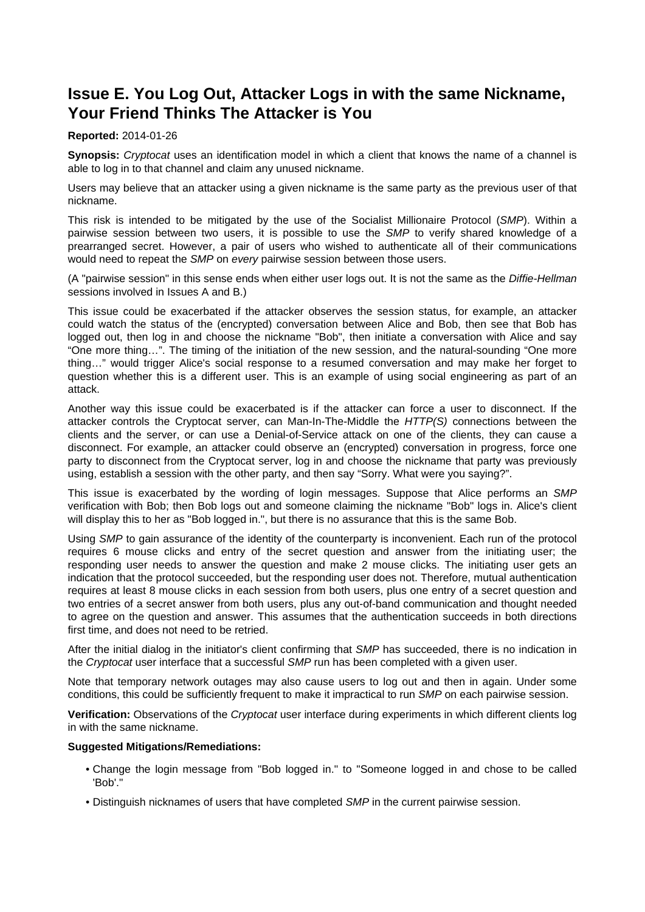## Issue E. You Log Out, Attacker Logs in with the same Nickname, Your Friend Thinks The Attacker is You

**Reported:** 2014-01-26

**Synopsis:** *Cryptocat* uses an identification model in which a client that knows the name of a channel is able to log in to that channel and claim any unused nickname.

Users may believe that an attacker using a given nickname is the same party as the previous user of that nickname.

This risk is intended to be mitigated by the use of the Socialist Millionaire Protocol (*SMP*). Within a pairwise session between two users, it is possible to use the *SMP* to verify shared knowledge of a prearranged secret. However, a pair of users who wished to authenticate all of their communications would need to repeat the *SMP* on *every* pairwise session between those users.

(A "pairwise session" in this sense ends when either user logs out. It is not the same as the *Diffie-Hellman* sessions involved in Issues A and B.)

This issue could be exacerbated if the attacker observes the session status, for example, an attacker could watch the status of the (encrypted) conversation between Alice and Bob, then see that Bob has logged out, then log in and choose the nickname "Bob", then initiate a conversation with Alice and say "One more thing…". The timing of the initiation of the new session, and the natural-sounding "One more thing…" would trigger Alice's social response to a resumed conversation and may make her forget to question whether this is a different user. This is an example of using social engineering as part of an attack.

Another way this issue could be exacerbated is if the attacker can force a user to disconnect. If the attacker controls the Cryptocat server, can Man-In-The-Middle the *HTTP(S)* connections between the clients and the server, or can use a Denial-of-Service attack on one of the clients, they can cause a disconnect. For example, an attacker could observe an (encrypted) conversation in progress, force one party to disconnect from the Cryptocat server, log in and choose the nickname that party was previously using, establish a session with the other party, and then say "Sorry. What were you saying?".

This issue is exacerbated by the wording of login messages. Suppose that Alice performs an *SMP* verification with Bob; then Bob logs out and someone claiming the nickname "Bob" logs in. Alice's client will display this to her as "Bob logged in.", but there is no assurance that this is the same Bob.

Using *SMP* to gain assurance of the identity of the counterparty is inconvenient. Each run of the protocol requires 6 mouse clicks and entry of the secret question and answer from the initiating user; the responding user needs to answer the question and make 2 mouse clicks. The initiating user gets an indication that the protocol succeeded, but the responding user does not. Therefore, mutual authentication requires at least 8 mouse clicks in each session from both users, plus one entry of a secret question and two entries of a secret answer from both users, plus any out-of-band communication and thought needed to agree on the question and answer. This assumes that the authentication succeeds in both directions first time, and does not need to be retried.

After the initial dialog in the initiator's client confirming that *SMP* has succeeded, there is no indication in the *Cryptocat* user interface that a successful *SMP* run has been completed with a given user.

Note that temporary network outages may also cause users to log out and then in again. Under some conditions, this could be sufficiently frequent to make it impractical to run *SMP* on each pairwise session.

**Verification:** Observations of the *Cryptocat* user interface during experiments in which different clients log in with the same nickname.

**Suggested Mitigations/Remediations:**

- Change the login message from "Bob logged in." to "Someone logged in and chose to be called 'Bob'."
- Distinguish nicknames of users that have completed *SMP* in the current pairwise session.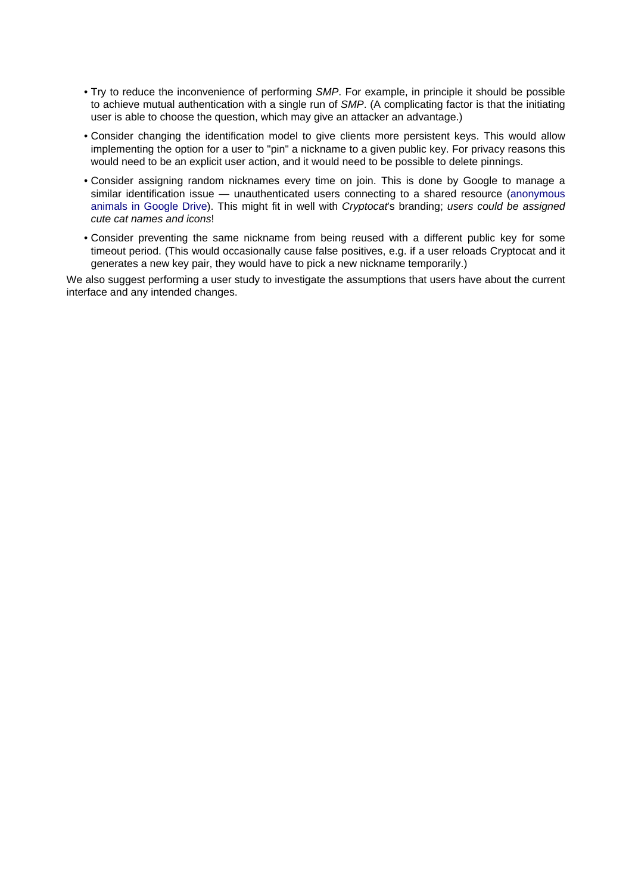- Try to reduce the inconvenience of performing *SMP*. For example, in principle it should be possible to achieve mutual authentication with a single run of *SMP*. (A complicating factor is that the initiating user is able to choose the question, which may give an attacker an advantage.)
- Consider changing the identification model to give clients more persistent keys. This would allow implementing the option for a user to "pin" a nickname to a given public key. For privacy reasons this would need to be an explicit user action, and it would need to be possible to delete pinnings.
- Consider assigning random nicknames every time on join. This is done by Google to manage a similar identification issue — unauthenticated users connecting to a shared resource (anonymous animals in Google Drive). This might fit in well with *Cryptocat*'s branding; *users could be assigned cute cat names and icons*!
- Consider preventing the same nickname from being reused with a different public key for some timeout period. (This would occasionally cause false positives, e.g. if a user reloads Cryptocat and it generates a new key pair, they would have to pick a new nickname temporarily.)

We also suggest performing a user study to investigate the assumptions that users have about the current interface and any intended changes.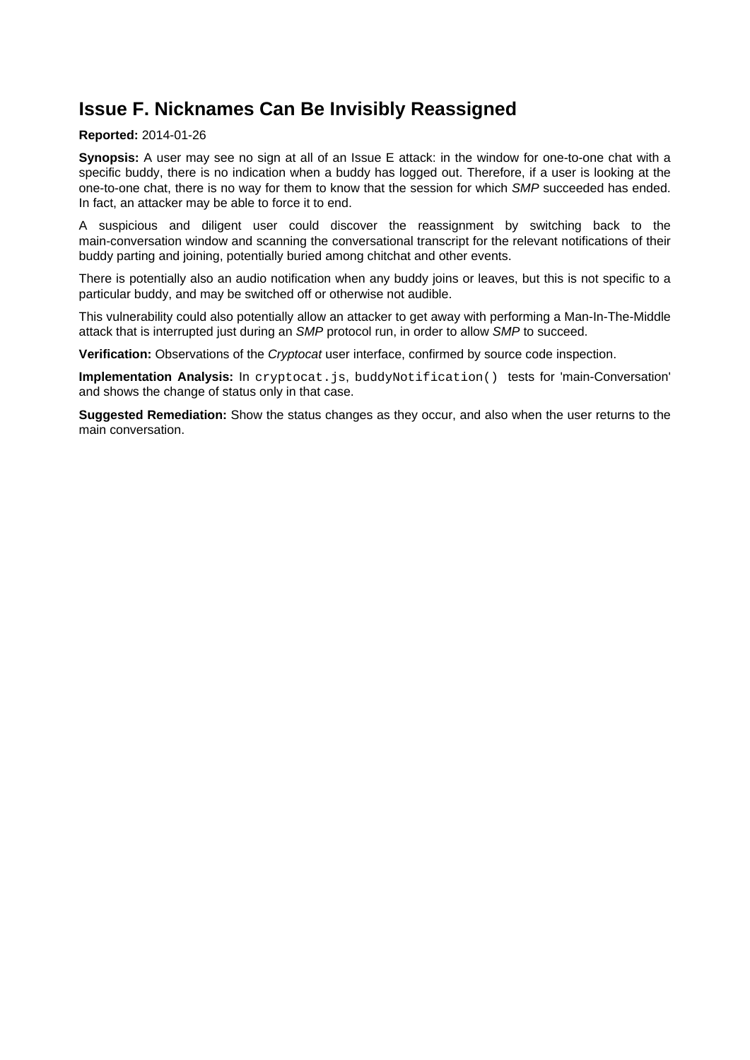## Issue F. Nicknames Can Be Invisibly Reassigned

**Reported:** 2014-01-26

**Synopsis:** A user may see no sign at all of an Issue E attack: in the window for one-to-one chat with a specific buddy, there is no indication when a buddy has logged out. Therefore, if a user is looking at the one-to-one chat, there is no way for them to know that the session for which *SMP* succeeded has ended. In fact, an attacker may be able to force it to end.

A suspicious and diligent user could discover the reassignment by switching back to the main-conversation window and scanning the conversational transcript for the relevant notifications of their buddy parting and joining, potentially buried among chitchat and other events.

There is potentially also an audio notification when any buddy joins or leaves, but this is not specific to a particular buddy, and may be switched off or otherwise not audible.

This vulnerability could also potentially allow an attacker to get away with performing a Man-In-The-Middle attack that is interrupted just during an *SMP* protocol run, in order to allow *SMP* to succeed.

**Verification:** Observations of the *Cryptocat* user interface, confirmed by source code inspection.

**Implementation Analysis:** In `cryptocat.js`, `buddyNotification()` tests for 'main-Conversation' and shows the change of status only in that case.

**Suggested Remediation:** Show the status changes as they occur, and also when the user returns to the main conversation.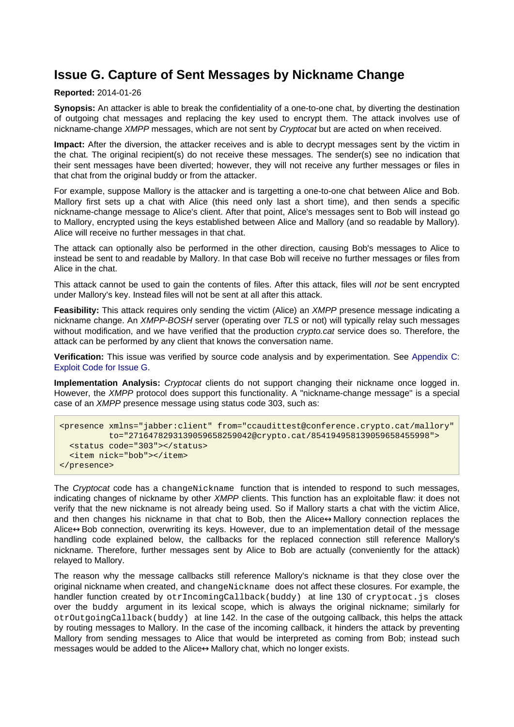## Issue G. Capture of Sent Messages by Nickname Change

**Reported:** 2014-01-26

**Synopsis:** An attacker is able to break the confidentiality of a one-to-one chat, by diverting the destination of outgoing chat messages and replacing the key used to encrypt them. The attack involves use of nickname-change *XMPP* messages, which are not sent by *Cryptocat* but are acted on when received.

**Impact:** After the diversion, the attacker receives and is able to decrypt messages sent by the victim in the chat. The original recipient(s) do not receive these messages. The sender(s) see no indication that their sent messages have been diverted; however, they will not receive any further messages or files in that chat from the original buddy or from the attacker.

For example, suppose Mallory is the attacker and is targetting a one-to-one chat between Alice and Bob. Mallory first sets up a chat with Alice (this need only last a short time), and then sends a specific nickname-change message to Alice's client. After that point, Alice's messages sent to Bob will instead go to Mallory, encrypted using the keys established between Alice and Mallory (and so readable by Mallory). Alice will receive no further messages in that chat.

The attack can optionally also be performed in the other direction, causing Bob's messages to Alice to instead be sent to and readable by Mallory. In that case Bob will receive no further messages or files from Alice in the chat.

This attack cannot be used to gain the contents of files. After this attack, files will *not* be sent encrypted under Mallory's key. Instead files will not be sent at all after this attack.

**Feasibility:** This attack requires only sending the victim (Alice) an *XMPP* presence message indicating a nickname change. An *XMPP-BOSH* server (operating over *TLS* or not) will typically relay such messages without modification, and we have verified that the production *crypto.cat* service does so. Therefore, the attack can be performed by any client that knows the conversation name.

**Verification:** This issue was verified by source code analysis and by experimentation. See Appendix C: Exploit Code for Issue G.

**Implementation Analysis:** *Cryptocat* clients do not support changing their nickname once logged in. However, the *XMPP* protocol does support this functionality. A "nickname-change message" is a special case of an *XMPP* presence message using status code 303, such as:

```
<presence xmlns="jabber:client" from="ccaudittest@conference.crypto.cat/mallory"
          to="27164782931390596582590420@crypto.cat/85419495813905965845599 8">
  <status code="303"></status>
  <item nick="bob"></item>
</presence>
```

The *Cryptocat* code has a `changeNickname` function that is intended to respond to such messages, indicating changes of nickname by other *XMPP* clients. This function has an exploitable flaw: it does not verify that the new nickname is not already being used. So if Mallory starts a chat with the victim Alice, and then changes his nickname in that chat to Bob, then the Alice↔Mallory connection replaces the Alice↔Bob connection, overwriting its keys. However, due to an implementation detail of the message handling code explained below, the callbacks for the replaced connection still reference Mallory's nickname. Therefore, further messages sent by Alice to Bob are actually (conveniently for the attack) relayed to Mallory.

The reason why the message callbacks still reference Mallory's nickname is that they close over the original nickname when created, and `changeNickname` does not affect these closures. For example, the handler function created by `otrIncomingCallback(buddy)` at line 130 of `cryptocat.js` closes over the `buddy` argument in its lexical scope, which is always the original nickname; similarly for `otrOutgoingCallback(buddy)` at line 142. In the case of the outgoing callback, this helps the attack by routing messages to Mallory. In the case of the incoming callback, it hinders the attack by preventing Mallory from sending messages to Alice that would be interpreted as coming from Bob; instead such messages would be added to the Alice↔Mallory chat, which no longer exists.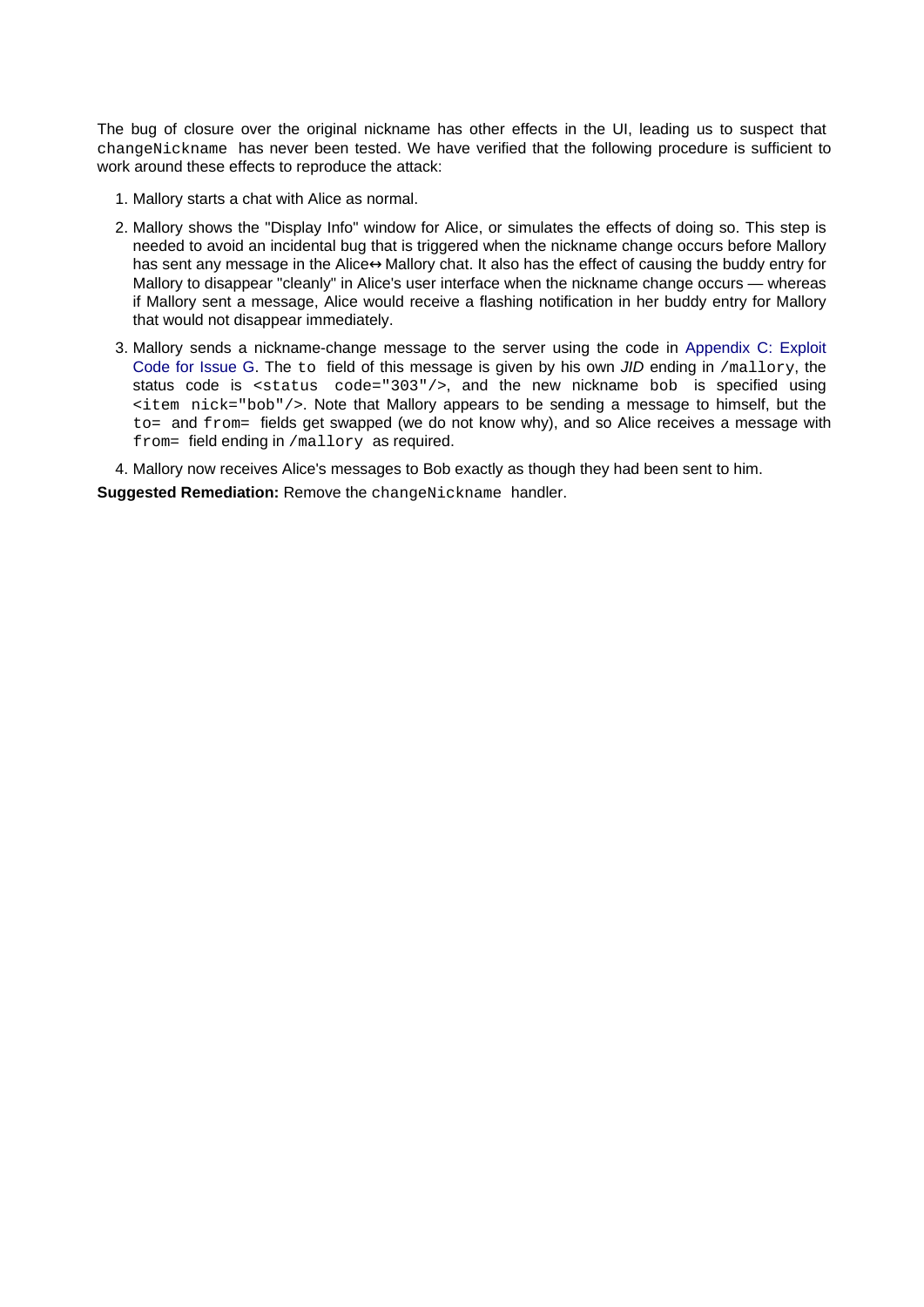The bug of closure over the original nickname has other effects in the UI, leading us to suspect that `changeNickname` has never been tested. We have verified that the following procedure is sufficient to work around these effects to reproduce the attack:

1. Mallory starts a chat with Alice as normal.
2. Mallory shows the "Display Info" window for Alice, or simulates the effects of doing so. This step is needed to avoid an incidental bug that is triggered when the nickname change occurs before Mallory has sent any message in the Alice↔Mallory chat. It also has the effect of causing the buddy entry for Mallory to disappear "cleanly" in Alice's user interface when the nickname change occurs — whereas if Mallory sent a message, Alice would receive a flashing notification in her buddy entry for Mallory that would not disappear immediately.
3. Mallory sends a nickname-change message to the server using the code in Appendix C: Exploit Code for Issue G. The `to` field of this message is given by his own *JID* ending in `/mallory`, the status code is `<status code="303"/>`, and the new nickname `bob` is specified using `<item nick="bob"/>`. Note that Mallory appears to be sending a message to himself, but the `to=` and `from=` fields get swapped (we do not know why), and so Alice receives a message with `from=` field ending in `/mallory` as required.
4. Mallory now receives Alice's messages to Bob exactly as though they had been sent to him.

**Suggested Remediation:** Remove the `changeNickname` handler.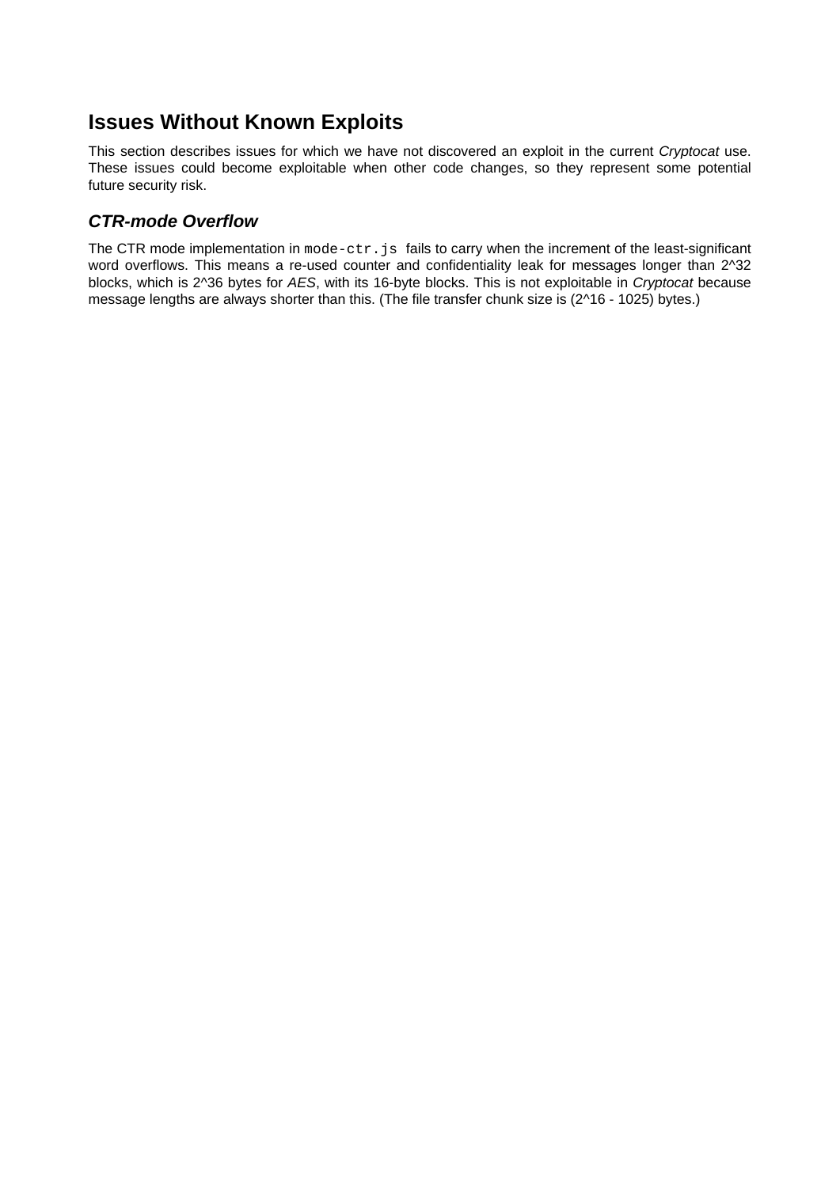## Issues Without Known Exploits

This section describes issues for which we have not discovered an exploit in the current *Cryptocat* use. These issues could become exploitable when other code changes, so they represent some potential future security risk.

### *CTR-mode Overflow*

The CTR mode implementation in `mode-ctr.js` fails to carry when the increment of the least-significant word overflows. This means a re-used counter and confidentiality leak for messages longer than $2^{32}$ blocks, which is $2^{36}$ bytes for *AES*, with its 16-byte blocks. This is not exploitable in *Cryptocat* because message lengths are always shorter than this. (The file transfer chunk size is ($2^{16}$ - 1025) bytes.)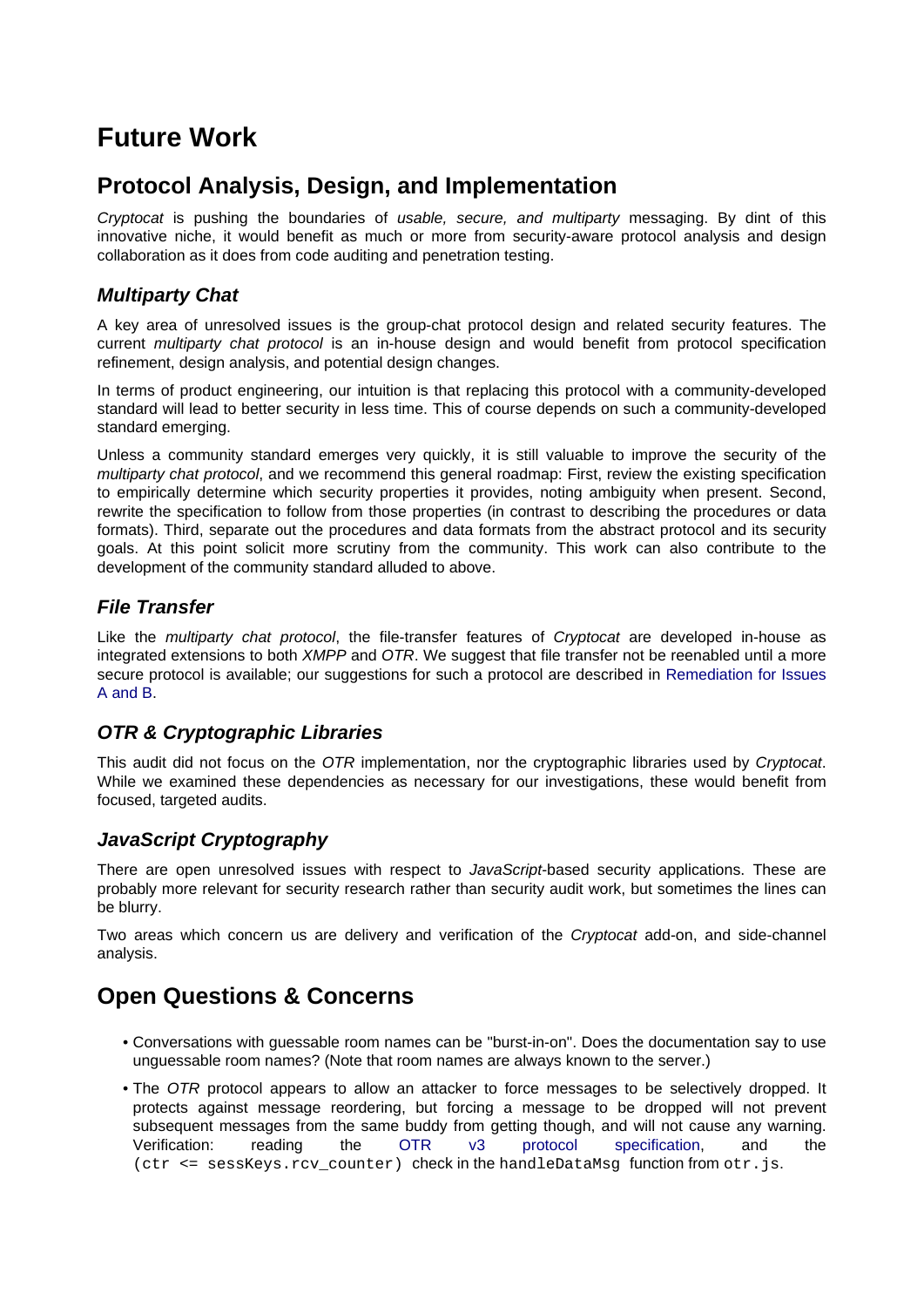# Future Work

## Protocol Analysis, Design, and Implementation

*Cryptocat* is pushing the boundaries of *usable, secure, and multiparty* messaging. By dint of this innovative niche, it would benefit as much or more from security-aware protocol analysis and design collaboration as it does from code auditing and penetration testing.

### Multiparty Chat

A key area of unresolved issues is the group-chat protocol design and related security features. The current *multiparty chat protocol* is an in-house design and would benefit from protocol specification refinement, design analysis, and potential design changes.

In terms of product engineering, our intuition is that replacing this protocol with a community-developed standard will lead to better security in less time. This of course depends on such a community-developed standard emerging.

Unless a community standard emerges very quickly, it is still valuable to improve the security of the *multiparty chat protocol*, and we recommend this general roadmap: First, review the existing specification to empirically determine which security properties it provides, noting ambiguity when present. Second, rewrite the specification to follow from those properties (in contrast to describing the procedures or data formats). Third, separate out the procedures and data formats from the abstract protocol and its security goals. At this point solicit more scrutiny from the community. This work can also contribute to the development of the community standard alluded to above.

### File Transfer

Like the *multiparty chat protocol*, the file-transfer features of *Cryptocat* are developed in-house as integrated extensions to both *XMPP* and *OTR*. We suggest that file transfer not be reenabled until a more secure protocol is available; our suggestions for such a protocol are described in Remediation for Issues A and B.

### OTR & Cryptographic Libraries

This audit did not focus on the *OTR* implementation, nor the cryptographic libraries used by *Cryptocat*. While we examined these dependencies as necessary for our investigations, these would benefit from focused, targeted audits.

### JavaScript Cryptography

There are open unresolved issues with respect to *JavaScript*-based security applications. These are probably more relevant for security research rather than security audit work, but sometimes the lines can be blurry.

Two areas which concern us are delivery and verification of the *Cryptocat* add-on, and side-channel analysis.

## Open Questions & Concerns

- Conversations with guessable room names can be "burst-in-on". Does the documentation say to use unguessable room names? (Note that room names are always known to the server.)
- The *OTR* protocol appears to allow an attacker to force messages to be selectively dropped. It protects against message reordering, but forcing a message to be dropped will not prevent subsequent messages from the same buddy from getting though, and will not cause any warning. Verification: reading the OTR v3 protocol specification, and the `(ctr <= sessKeys.rcv_counter)` check in the `handleDataMsg` function from `otr.js`.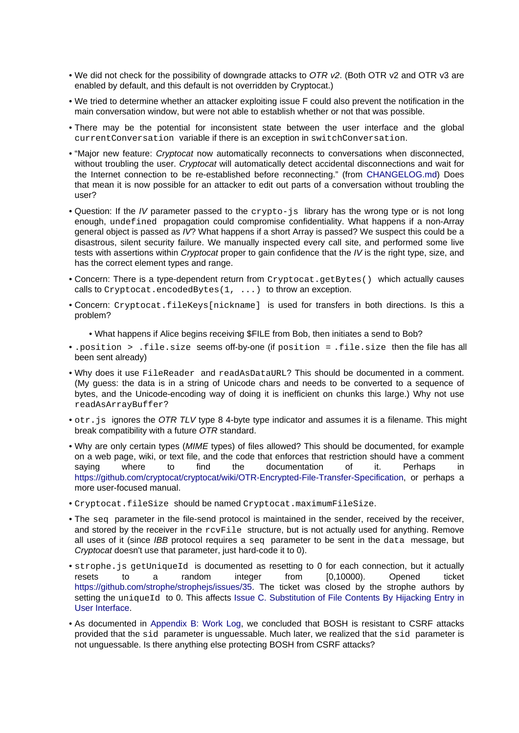- We did not check for the possibility of downgrade attacks to *OTR v2*. (Both OTR v2 and OTR v3 are enabled by default, and this default is not overridden by Cryptocat.)
- We tried to determine whether an attacker exploiting issue F could also prevent the notification in the main conversation window, but were not able to establish whether or not that was possible.
- There may be the potential for inconsistent state between the user interface and the global `currentConversation` variable if there is an exception in `switchConversation`.
- "Major new feature: *Cryptocat* now automatically reconnects to conversations when disconnected, without troubling the user. *Cryptocat* will automatically detect accidental disconnections and wait for the Internet connection to be re-established before reconnecting." (from CHANGELOG.md) Does that mean it is now possible for an attacker to edit out parts of a conversation without troubling the user?
- Question: If the *IV* parameter passed to the `crypto-js` library has the wrong type or is not long enough, `undefined` propagation could compromise confidentiality. What happens if a non-Array general object is passed as *IV*? What happens if a short Array is passed? We suspect this could be a disastrous, silent security failure. We manually inspected every call site, and performed some live tests with assertions within *Cryptocat* proper to gain confidence that the *IV* is the right type, size, and has the correct element types and range.
- Concern: There is a type-dependent return from `Cryptocat.getBytes()` which actually causes calls to `Cryptocat.encodedBytes(1, ...)` to throw an exception.
- Concern: `Cryptocat.fileKeys[nickname]` is used for transfers in both directions. Is this a problem?
  - What happens if Alice begins receiving $FILE from Bob, then initiates a send to Bob?
- `.position > .file.size` seems off-by-one (if `position = .file.size` then the file has all been sent already)
- Why does it use `FileReader` and `readAsDataURL`? This should be documented in a comment. (My guess: the data is in a string of Unicode chars and needs to be converted to a sequence of bytes, and the Unicode-encoding way of doing it is inefficient on chunks this large.) Why not use `readAsArrayBuffer`?
- `otr.js` ignores the *OTR TLV* type 8 4-byte type indicator and assumes it is a filename. This might break compatibility with a future *OTR* standard.
- Why are only certain types (*MIME* types) of files allowed? This should be documented, for example on a web page, wiki, or text file, and the code that enforces that restriction should have a comment saying where to find the documentation of it. Perhaps in https://github.com/cryptocat/cryptocat/wiki/OTR-Encrypted-File-Transfer-Specification, or perhaps a more user-focused manual.
- `Cryptocat.fileSize` should be named `Cryptocat.maximumFileSize`.
- The `seq` parameter in the file-send protocol is maintained in the sender, received by the receiver, and stored by the receiver in the `rcvFile` structure, but is not actually used for anything. Remove all uses of it (since *IBB* protocol requires a `seq` parameter to be sent in the `data` message, but *Cryptocat* doesn't use that parameter, just hard-code it to 0).
- `strophe.js getUniqueId` is documented as resetting to 0 for each connection, but it actually resets to a random integer from [0,10000). Opened ticket https://github.com/strophe/strophejs/issues/35. The ticket was closed by the strophe authors by setting the `uniqueId` to 0. This affects Issue C. Substitution of File Contents By Hijacking Entry in User Interface.
- As documented in Appendix B: Work Log, we concluded that BOSH is resistant to CSRF attacks provided that the `sid` parameter is unguessable. Much later, we realized that the `sid` parameter is not unguessable. Is there anything else protecting BOSH from CSRF attacks?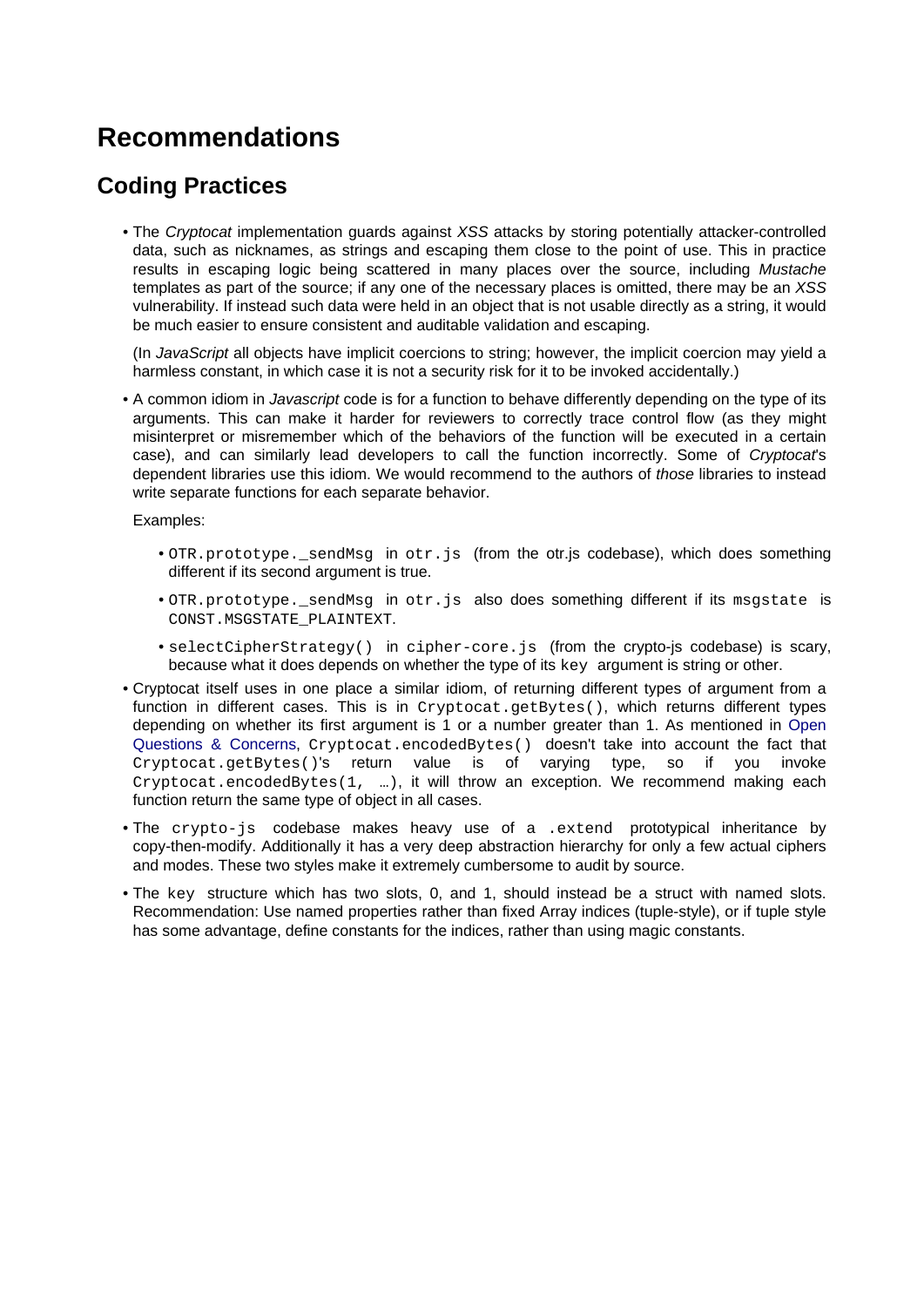# Recommendations

## Coding Practices

- The *Cryptocat* implementation guards against *XSS* attacks by storing potentially attacker-controlled data, such as nicknames, as strings and escaping them close to the point of use. This in practice results in escaping logic being scattered in many places over the source, including *Mustache* templates as part of the source; if any one of the necessary places is omitted, there may be an *XSS* vulnerability. If instead such data were held in an object that is not usable directly as a string, it would be much easier to ensure consistent and auditable validation and escaping.

  (In *JavaScript* all objects have implicit coercions to string; however, the implicit coercion may yield a harmless constant, in which case it is not a security risk for it to be invoked accidentally.)

- A common idiom in *Javascript* code is for a function to behave differently depending on the type of its arguments. This can make it harder for reviewers to correctly trace control flow (as they might misinterpret or misremember which of the behaviors of the function will be executed in a certain case), and can similarly lead developers to call the function incorrectly. Some of *Cryptocat*'s dependent libraries use this idiom. We would recommend to the authors of *those* libraries to instead write separate functions for each separate behavior.

  Examples:

  - `OTR.prototype._sendMsg` in `otr.js` (from the otr.js codebase), which does something different if its second argument is true.
  - `OTR.prototype._sendMsg` in `otr.js` also does something different if its `msgstate` is `CONST.MSGSTATE_PLAINTEXT`.
  - `selectCipherStrategy()` in `cipher-core.js` (from the crypto-js codebase) is scary, because what it does depends on whether the type of its `key` argument is string or other.

- Cryptocat itself uses in one place a similar idiom, of returning different types of argument from a function in different cases. This is in `Cryptocat.getBytes()`, which returns different types depending on whether its first argument is `1` or a number greater than `1`. As mentioned in Open Questions & Concerns, `Cryptocat.encodedBytes()` doesn't take into account the fact that `Cryptocat.getBytes()`'s return value is of varying type, so if you invoke `Cryptocat.encodedBytes(1, …)`, it will throw an exception. We recommend making each function return the same type of object in all cases.

- The `crypto-js` codebase makes heavy use of a `.extend` prototypical inheritance by copy-then-modify. Additionally it has a very deep abstraction hierarchy for only a few actual ciphers and modes. These two styles make it extremely cumbersome to audit by source.

- The `key` structure which has two slots, 0, and 1, should instead be a struct with named slots. Recommendation: Use named properties rather than fixed Array indices (tuple-style), or if tuple style has some advantage, define constants for the indices, rather than using magic constants.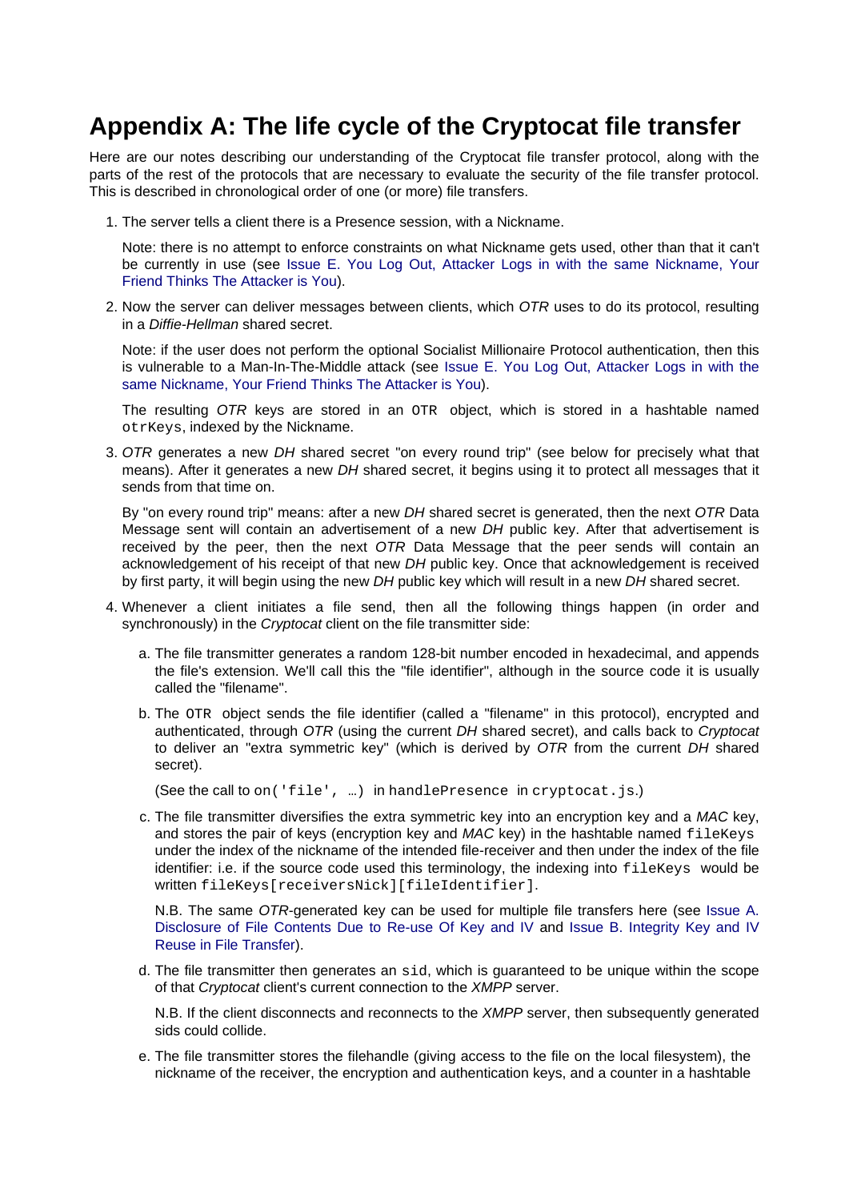# Appendix A: The life cycle of the Cryptocat file transfer

Here are our notes describing our understanding of the Cryptocat file transfer protocol, along with the parts of the rest of the protocols that are necessary to evaluate the security of the file transfer protocol. This is described in chronological order of one (or more) file transfers.

1. The server tells a client there is a Presence session, with a Nickname.

   Note: there is no attempt to enforce constraints on what Nickname gets used, other than that it can't be currently in use (see Issue E. You Log Out, Attacker Logs in with the same Nickname, Your Friend Thinks The Attacker is You).

2. Now the server can deliver messages between clients, which *OTR* uses to do its protocol, resulting in a *Diffie-Hellman* shared secret.

   Note: if the user does not perform the optional Socialist Millionaire Protocol authentication, then this is vulnerable to a Man-In-The-Middle attack (see Issue E. You Log Out, Attacker Logs in with the same Nickname, Your Friend Thinks The Attacker is You).

   The resulting *OTR* keys are stored in an `OTR` object, which is stored in a hashtable named `otrKeys`, indexed by the Nickname.

3. *OTR* generates a new *DH* shared secret "on every round trip" (see below for precisely what that means). After it generates a new *DH* shared secret, it begins using it to protect all messages that it sends from that time on.

   By "on every round trip" means: after a new *DH* shared secret is generated, then the next *OTR* Data Message sent will contain an advertisement of a new *DH* public key. After that advertisement is received by the peer, then the next *OTR* Data Message that the peer sends will contain an acknowledgement of his receipt of that new *DH* public key. Once that acknowledgement is received by first party, it will begin using the new *DH* public key which will result in a new *DH* shared secret.

4. Whenever a client initiates a file send, then all the following things happen (in order and synchronously) in the *Cryptocat* client on the file transmitter side:

   a. The file transmitter generates a random 128-bit number encoded in hexadecimal, and appends the file's extension. We'll call this the "file identifier", although in the source code it is usually called the "filename".

   b. The `OTR` object sends the file identifier (called a "filename" in this protocol), encrypted and authenticated, through *OTR* (using the current *DH* shared secret), and calls back to *Cryptocat* to deliver an "extra symmetric key" (which is derived by *OTR* from the current *DH* shared secret).

      (See the call to `on('file', …)` in `handlePresence` in `cryptocat.js`.)

   c. The file transmitter diversifies the extra symmetric key into an encryption key and a *MAC* key, and stores the pair of keys (encryption key and *MAC* key) in the hashtable named `fileKeys` under the index of the nickname of the intended file-receiver and then under the index of the file identifier: i.e. if the source code used this terminology, the indexing into `fileKeys` would be written `fileKeys[receiversNick][fileIdentifier]`.

      N.B. The same *OTR*-generated key can be used for multiple file transfers here (see Issue A. Disclosure of File Contents Due to Re-use Of Key and IV and Issue B. Integrity Key and IV Reuse in File Transfer).

   d. The file transmitter then generates an `sid`, which is guaranteed to be unique within the scope of that *Cryptocat* client's current connection to the *XMPP* server.

      N.B. If the client disconnects and reconnects to the *XMPP* server, then subsequently generated sids could collide.

   e. The file transmitter stores the filehandle (giving access to the file on the local filesystem), the nickname of the receiver, the encryption and authentication keys, and a counter in a hashtable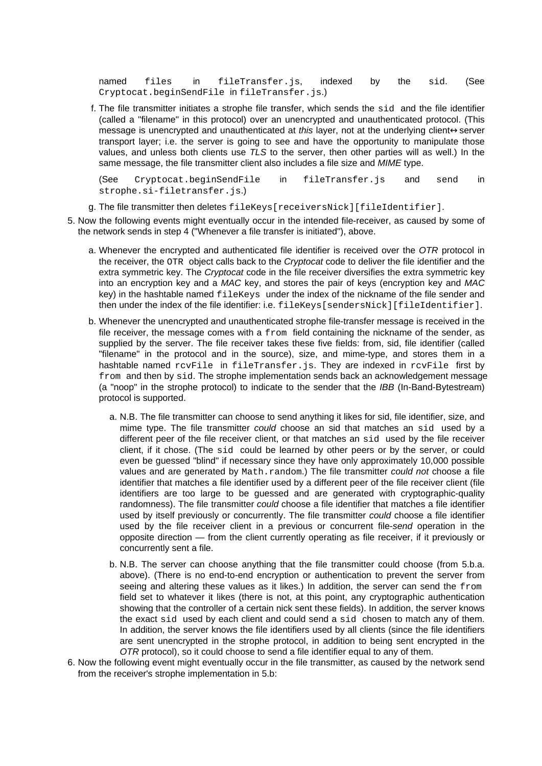named `files` in `fileTransfer.js`, indexed by the `sid`. (See `Cryptocat.beginSendFile` in `fileTransfer.js`.)

   f. The file transmitter initiates a strophe file transfer, which sends the `sid` and the file identifier (called a "filename" in this protocol) over an unencrypted and unauthenticated protocol. (This message is unencrypted and unauthenticated at *this* layer, not at the underlying client↔server transport layer; i.e. the server is going to see and have the opportunity to manipulate those values, and unless both clients use *TLS* to the server, then other parties will as well.) In the same message, the file transmitter client also includes a file size and *MIME* type.

      (See `Cryptocat.beginSendFile` in `fileTransfer.js` and `send` in `strophe.si-filetransfer.js`.)

   g. The file transmitter then deletes `fileKeys[receiversNick][fileIdentifier]`.

5. Now the following events might eventually occur in the intended file-receiver, as caused by some of the network sends in step 4 ("Whenever a file transfer is initiated"), above.

   a. Whenever the encrypted and authenticated file identifier is received over the *OTR* protocol in the receiver, the `OTR` object calls back to the *Cryptocat* code to deliver the file identifier and the extra symmetric key. The *Cryptocat* code in the file receiver diversifies the extra symmetric key into an encryption key and a *MAC* key, and stores the pair of keys (encryption key and *MAC* key) in the hashtable named `fileKeys` under the index of the nickname of the file sender and then under the index of the file identifier: i.e. `fileKeys[sendersNick][fileIdentifier]`.

   b. Whenever the unencrypted and unauthenticated strophe file-transfer message is received in the file receiver, the message comes with a `from` field containing the nickname of the sender, as supplied by the server. The file receiver takes these five fields: from, sid, file identifier (called "filename" in the protocol and in the source), size, and mime-type, and stores them in a hashtable named `rcvFile` in `fileTransfer.js`. They are indexed in `rcvFile` first by `from` and then by `sid`. The strophe implementation sends back an acknowledgement message (a "noop" in the strophe protocol) to indicate to the sender that the *IBB* (In-Band-Bytestream) protocol is supported.

      a. N.B. The file transmitter can choose to send anything it likes for sid, file identifier, size, and mime type. The file transmitter *could* choose an sid that matches an `sid` used by a different peer of the file receiver client, or that matches an `sid` used by the file receiver client, if it chose. (The `sid` could be learned by other peers or by the server, or could even be guessed "blind" if necessary since they have only approximately 10,000 possible values and are generated by `Math.random`.) The file transmitter *could not* choose a file identifier that matches a file identifier used by a different peer of the file receiver client (file identifiers are too large to be guessed and are generated with cryptographic-quality randomness). The file transmitter *could* choose a file identifier that matches a file identifier used by itself previously or concurrently. The file transmitter *could* choose a file identifier used by the file receiver client in a previous or concurrent file-*send* operation in the opposite direction — from the client currently operating as file receiver, if it previously or concurrently sent a file.

      b. N.B. The server can choose anything that the file transmitter could choose (from 5.b.a. above). (There is no end-to-end encryption or authentication to prevent the server from seeing and altering these values as it likes.) In addition, the server can send the `from` field set to whatever it likes (there is not, at this point, any cryptographic authentication showing that the controller of a certain nick sent these fields). In addition, the server knows the exact `sid` used by each client and could send a `sid` chosen to match any of them. In addition, the server knows the file identifiers used by all clients (since the file identifiers are sent unencrypted in the strophe protocol, in addition to being sent encrypted in the *OTR* protocol), so it could choose to send a file identifier equal to any of them.

6. Now the following event might eventually occur in the file transmitter, as caused by the network send from the receiver's strophe implementation in 5.b: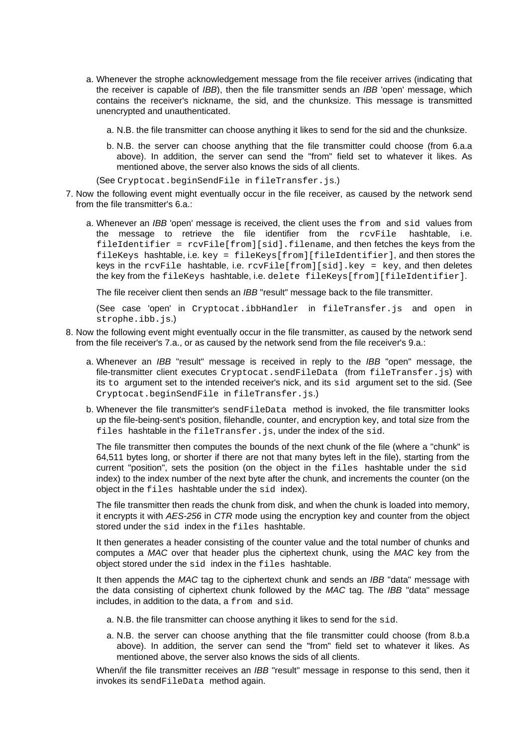a. Whenever the strophe acknowledgement message from the file receiver arrives (indicating that the receiver is capable of *IBB*), then the file transmitter sends an *IBB* 'open' message, which contains the receiver's nickname, the sid, and the chunksize. This message is transmitted unencrypted and unauthenticated.

    a. N.B. the file transmitter can choose anything it likes to send for the sid and the chunksize.

    b. N.B. the server can choose anything that the file transmitter could choose (from 6.a.a above). In addition, the server can send the "from" field set to whatever it likes. As mentioned above, the server also knows the sids of all clients.

    (See `Cryptocat.beginSendFile` in `fileTransfer.js`.)

7. Now the following event might eventually occur in the file receiver, as caused by the network send from the file transmitter's 6.a.:

    a. Whenever an *IBB* 'open' message is received, the client uses the `from` and `sid` values from the message to retrieve the file identifier from the `rcvFile` hashtable, i.e. `fileIdentifier = rcvFile[from][sid].filename`, and then fetches the keys from the `fileKeys` hashtable, i.e. `key = fileKeys[from][fileIdentifier]`, and then stores the keys in the `rcvFile` hashtable, i.e. `rcvFile[from][sid].key = key`, and then deletes the key from the `fileKeys` hashtable, i.e. `delete fileKeys[from][fileIdentifier]`.

    The file receiver client then sends an *IBB* "result" message back to the file transmitter.

    (See case 'open' in `Cryptocat.ibbHandler` in `fileTransfer.js` and `open` in `strophe.ibb.js`.)

8. Now the following event might eventually occur in the file transmitter, as caused by the network send from the file receiver's 7.a., or as caused by the network send from the file receiver's 9.a.:

    a. Whenever an *IBB* "result" message is received in reply to the *IBB* "open" message, the file-transmitter client executes `Cryptocat.sendFileData` (from `fileTransfer.js`) with its `to` argument set to the intended receiver's nick, and its `sid` argument set to the sid. (See `Cryptocat.beginSendFile` in `fileTransfer.js`.)

    b. Whenever the file transmitter's `sendFileData` method is invoked, the file transmitter looks up the file-being-sent's position, filehandle, counter, and encryption key, and total size from the `files` hashtable in the `fileTransfer.js`, under the index of the `sid`.

    The file transmitter then computes the bounds of the next chunk of the file (where a "chunk" is 64,511 bytes long, or shorter if there are not that many bytes left in the file), starting from the current "position", sets the position (on the object in the `files` hashtable under the `sid` index) to the index number of the next byte after the chunk, and increments the counter (on the object in the `files` hashtable under the `sid` index).

    The file transmitter then reads the chunk from disk, and when the chunk is loaded into memory, it encrypts it with *AES-256* in *CTR* mode using the encryption key and counter from the object stored under the `sid` index in the `files` hashtable.

    It then generates a header consisting of the counter value and the total number of chunks and computes a *MAC* over that header plus the ciphertext chunk, using the *MAC* key from the object stored under the `sid` index in the `files` hashtable.

    It then appends the *MAC* tag to the ciphertext chunk and sends an *IBB* "data" message with the data consisting of ciphertext chunk followed by the *MAC* tag. The *IBB* "data" message includes, in addition to the data, a `from` and `sid`.

    a. N.B. the file transmitter can choose anything it likes to send for the `sid`.

    a. N.B. the server can choose anything that the file transmitter could choose (from 8.b.a above). In addition, the server can send the "from" field set to whatever it likes. As mentioned above, the server also knows the sids of all clients.

    When/if the file transmitter receives an *IBB* "result" message in response to this send, then it invokes its `sendFileData` method again.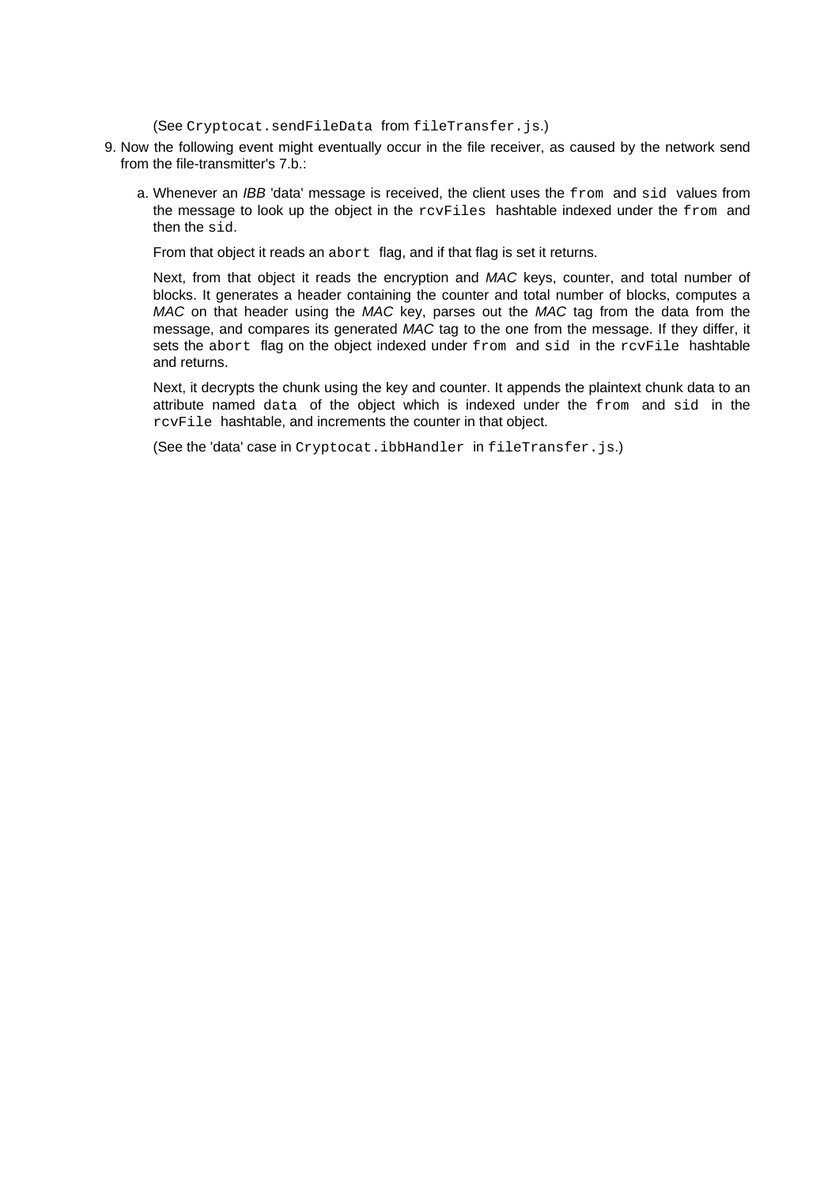(See `Cryptocat.sendFileData` from `fileTransfer.js`.)

9. Now the following event might eventually occur in the file receiver, as caused by the network send from the file-transmitter's 7.b.:

   a. Whenever an *IBB* 'data' message is received, the client uses the `from` and `sid` values from the message to look up the object in the `rcvFiles` hashtable indexed under the `from` and then the `sid`.

      From that object it reads an `abort` flag, and if that flag is set it returns.

      Next, from that object it reads the encryption and *MAC* keys, counter, and total number of blocks. It generates a header containing the counter and total number of blocks, computes a *MAC* on that header using the *MAC* key, parses out the *MAC* tag from the data from the message, and compares its generated *MAC* tag to the one from the message. If they differ, it sets the `abort` flag on the object indexed under `from` and `sid` in the `rcvFile` hashtable and returns.

      Next, it decrypts the chunk using the key and counter. It appends the plaintext chunk data to an attribute named `data` of the object which is indexed under the `from` and `sid` in the `rcvFile` hashtable, and increments the counter in that object.

      (See the 'data' case in `Cryptocat.ibbHandler` in `fileTransfer.js`.)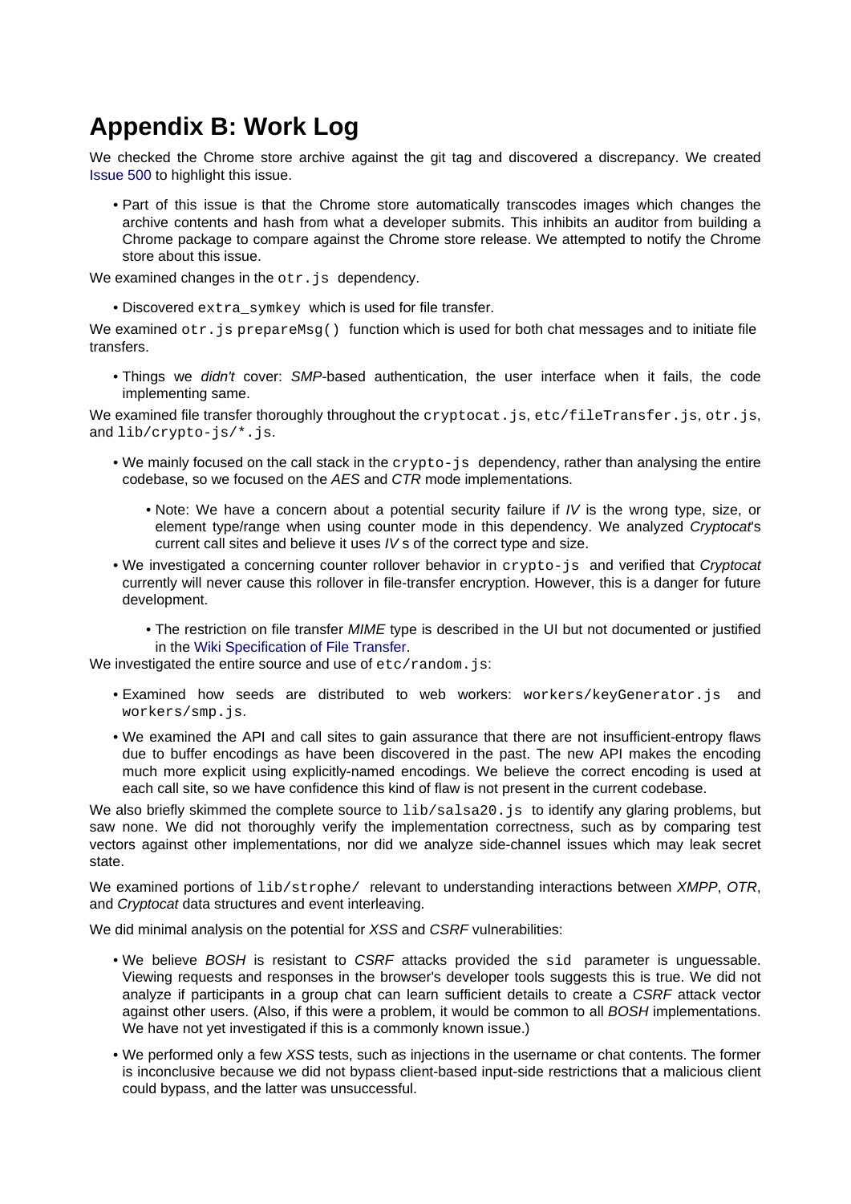# Appendix B: Work Log

We checked the Chrome store archive against the git tag and discovered a discrepancy. We created Issue 500 to highlight this issue.

- Part of this issue is that the Chrome store automatically transcodes images which changes the archive contents and hash from what a developer submits. This inhibits an auditor from building a Chrome package to compare against the Chrome store release. We attempted to notify the Chrome store about this issue.

We examined changes in the `otr.js` dependency.

- Discovered `extra_symkey` which is used for file transfer.

We examined `otr.js` `prepareMsg()` function which is used for both chat messages and to initiate file transfers.

- Things we *didn't* cover: *SMP*-based authentication, the user interface when it fails, the code implementing same.

We examined file transfer thoroughly throughout the `cryptocat.js`, `etc/fileTransfer.js`, `otr.js`, and `lib/crypto-js/*.js`.

- We mainly focused on the call stack in the `crypto-js` dependency, rather than analysing the entire codebase, so we focused on the *AES* and *CTR* mode implementations.
    - Note: We have a concern about a potential security failure if *IV* is the wrong type, size, or element type/range when using counter mode in this dependency. We analyzed *Cryptocat*'s current call sites and believe it uses *IV* s of the correct type and size.
- We investigated a concerning counter rollover behavior in `crypto-js` and verified that *Cryptocat* currently will never cause this rollover in file-transfer encryption. However, this is a danger for future development.
    - The restriction on file transfer *MIME* type is described in the UI but not documented or justified in the Wiki Specification of File Transfer.

We investigated the entire source and use of `etc/random.js`:

- Examined how seeds are distributed to web workers: `workers/keyGenerator.js` and `workers/smp.js`.
- We examined the API and call sites to gain assurance that there are not insufficient-entropy flaws due to buffer encodings as have been discovered in the past. The new API makes the encoding much more explicit using explicitly-named encodings. We believe the correct encoding is used at each call site, so we have confidence this kind of flaw is not present in the current codebase.

We also briefly skimmed the complete source to `lib/salsa20.js` to identify any glaring problems, but saw none. We did not thoroughly verify the implementation correctness, such as by comparing test vectors against other implementations, nor did we analyze side-channel issues which may leak secret state.

We examined portions of `lib/strophe/` relevant to understanding interactions between *XMPP*, *OTR*, and *Cryptocat* data structures and event interleaving.

We did minimal analysis on the potential for *XSS* and *CSRF* vulnerabilities:

- We believe *BOSH* is resistant to *CSRF* attacks provided the `sid` parameter is unguessable. Viewing requests and responses in the browser's developer tools suggests this is true. We did not analyze if participants in a group chat can learn sufficient details to create a *CSRF* attack vector against other users. (Also, if this were a problem, it would be common to all *BOSH* implementations. We have not yet investigated if this is a commonly known issue.)
- We performed only a few *XSS* tests, such as injections in the username or chat contents. The former is inconclusive because we did not bypass client-based input-side restrictions that a malicious client could bypass, and the latter was unsuccessful.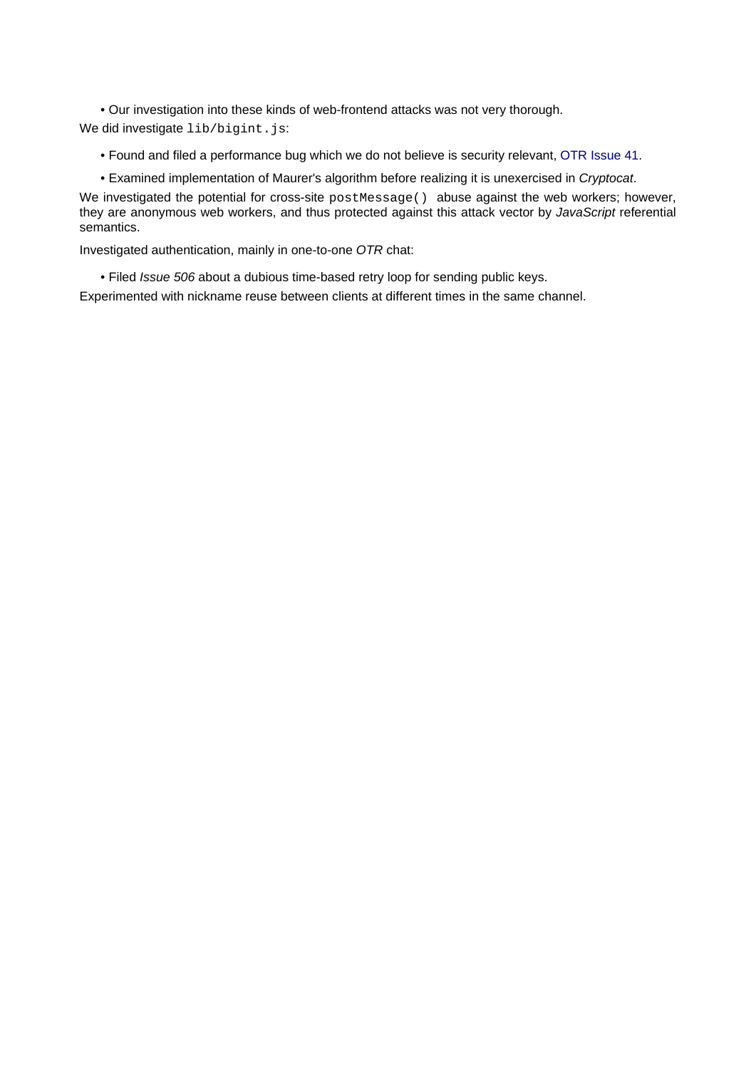- Our investigation into these kinds of web-frontend attacks was not very thorough.

We did investigate `lib/bigint.js`:

- Found and filed a performance bug which we do not believe is security relevant, OTR Issue 41.
- Examined implementation of Maurer's algorithm before realizing it is unexercised in *Cryptocat*.

We investigated the potential for cross-site `postMessage()` abuse against the web workers; however, they are anonymous web workers, and thus protected against this attack vector by *JavaScript* referential semantics.

Investigated authentication, mainly in one-to-one *OTR* chat:

- Filed *Issue 506* about a dubious time-based retry loop for sending public keys.

Experimented with nickname reuse between clients at different times in the same channel.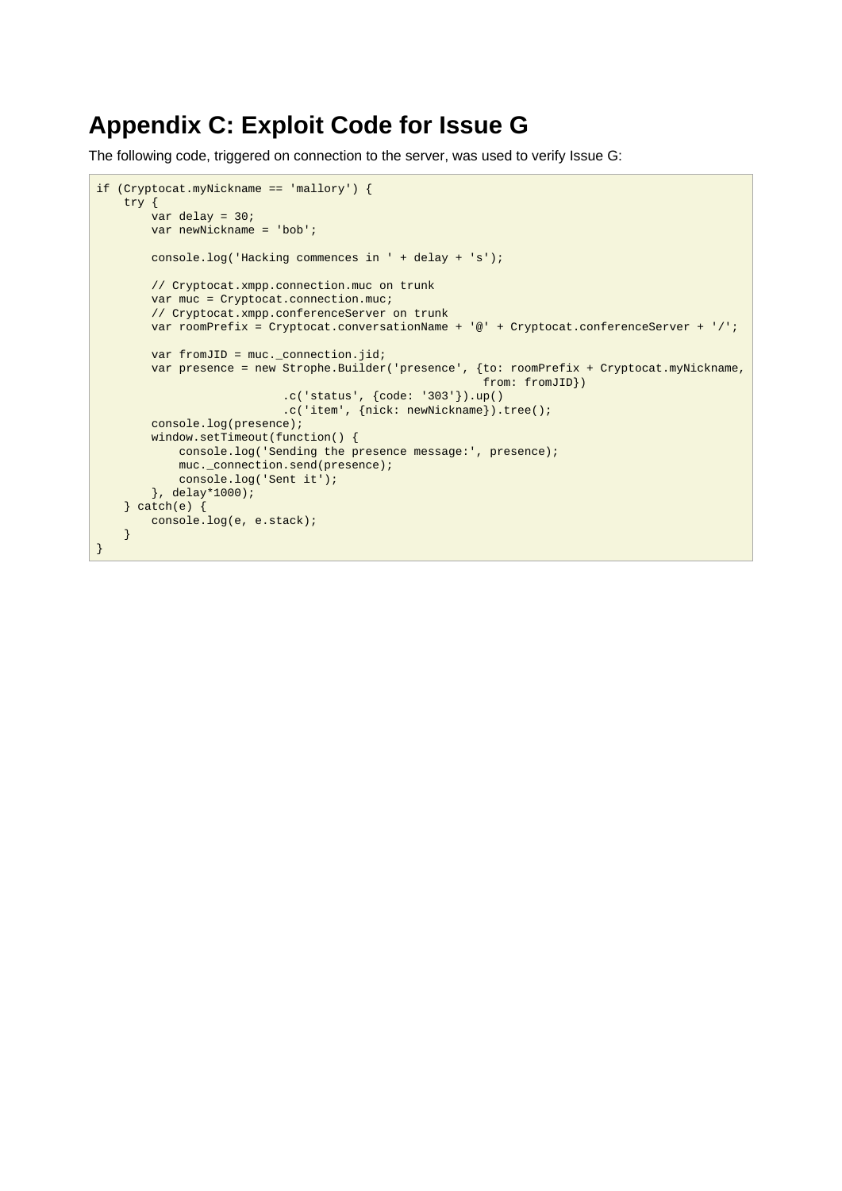# Appendix C: Exploit Code for Issue G

The following code, triggered on connection to the server, was used to verify Issue G:

```
if (Cryptocat.myNickname == 'mallory') {
    try {
        var delay = 30;
        var newNickname = 'bob';

        console.log('Hacking commences in ' + delay + 's');

        // Cryptocat.xmpp.connection.muc on trunk
        var muc = Cryptocat.connection.muc;
        // Cryptocat.xmpp.conferenceServer on trunk
        var roomPrefix = Cryptocat.conversationName + '@' + Cryptocat.conferenceServer + '/';

        var fromJID = muc._connection.jid;
        var presence = new Strophe.Builder('presence', {to: roomPrefix + Cryptocat.myNickname,
                                                        from: fromJID})
                           .c('status', {code: '303'}).up()
                           .c('item', {nick: newNickname}).tree();
        console.log(presence);
        window.setTimeout(function() {
            console.log('Sending the presence message:', presence);
            muc._connection.send(presence);
            console.log('Sent it');
        }, delay*1000);
    } catch(e) {
        console.log(e, e.stack);
    }
}
```